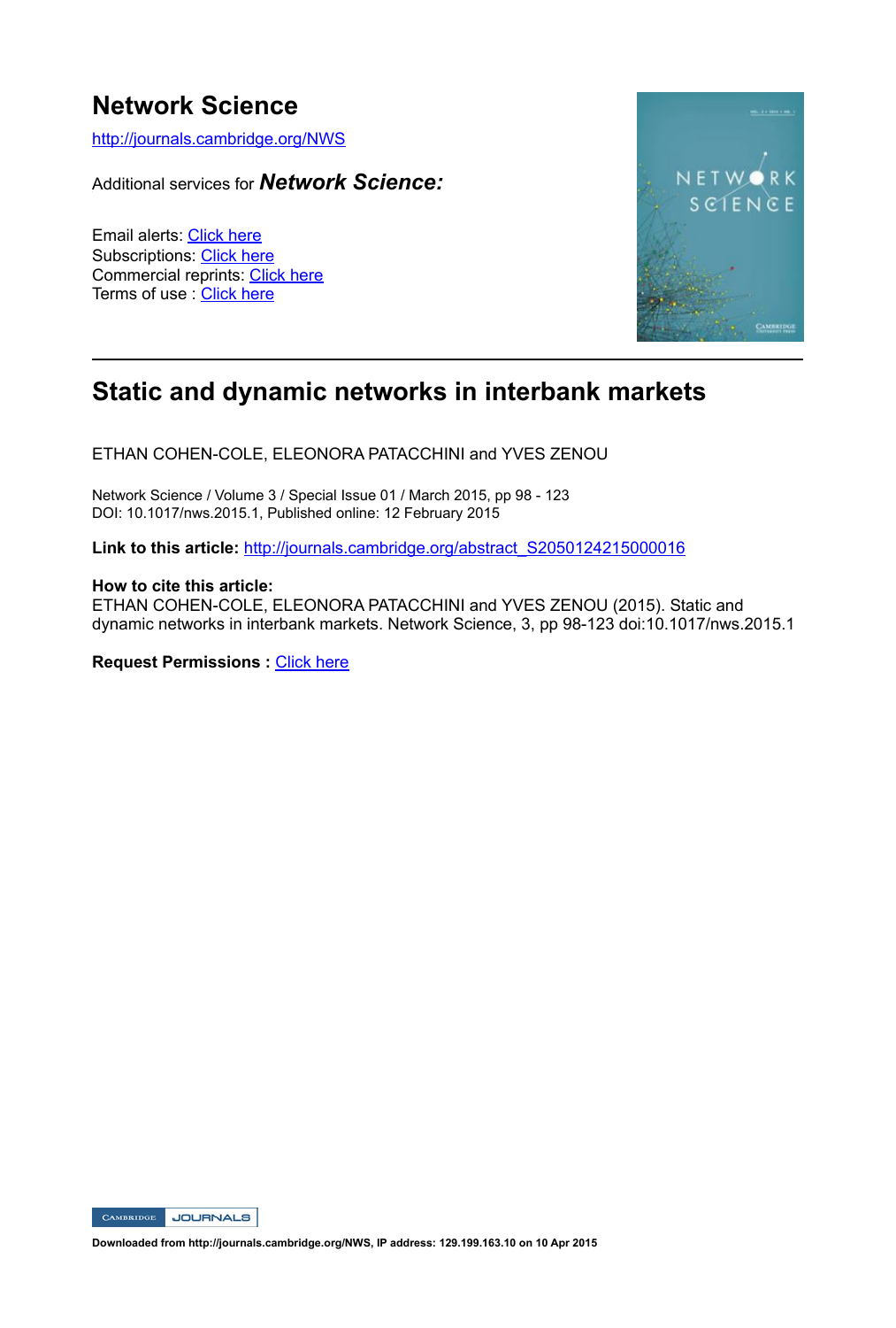# Network Science

http://journals.cambridge.org/NWS

Additional services for ***Network Science:***

Email alerts: Click here
Subscriptions: Click here
Commercial reprints: Click here
Terms of use : Click here

---

## Static and dynamic networks in interbank markets

ETHAN COHEN-COLE, ELEONORA PATACCHINI and YVES ZENOU

Network Science / Volume 3 / Special Issue 01 / March 2015, pp 98 - 123
DOI: 10.1017/nws.2015.1, Published online: 12 February 2015

**Link to this article:** http://journals.cambridge.org/abstract_S2050124215000016

**How to cite this article:**
ETHAN COHEN-COLE, ELEONORA PATACCHINI and YVES ZENOU (2015). Static and dynamic networks in interbank markets. Network Science, 3, pp 98-123 doi:10.1017/nws.2015.1

**Request Permissions :** Click here

CAMBRIDGE JOURNALS

**Downloaded from http://journals.cambridge.org/NWS, IP address: 129.199.163.10 on 10 Apr 2015**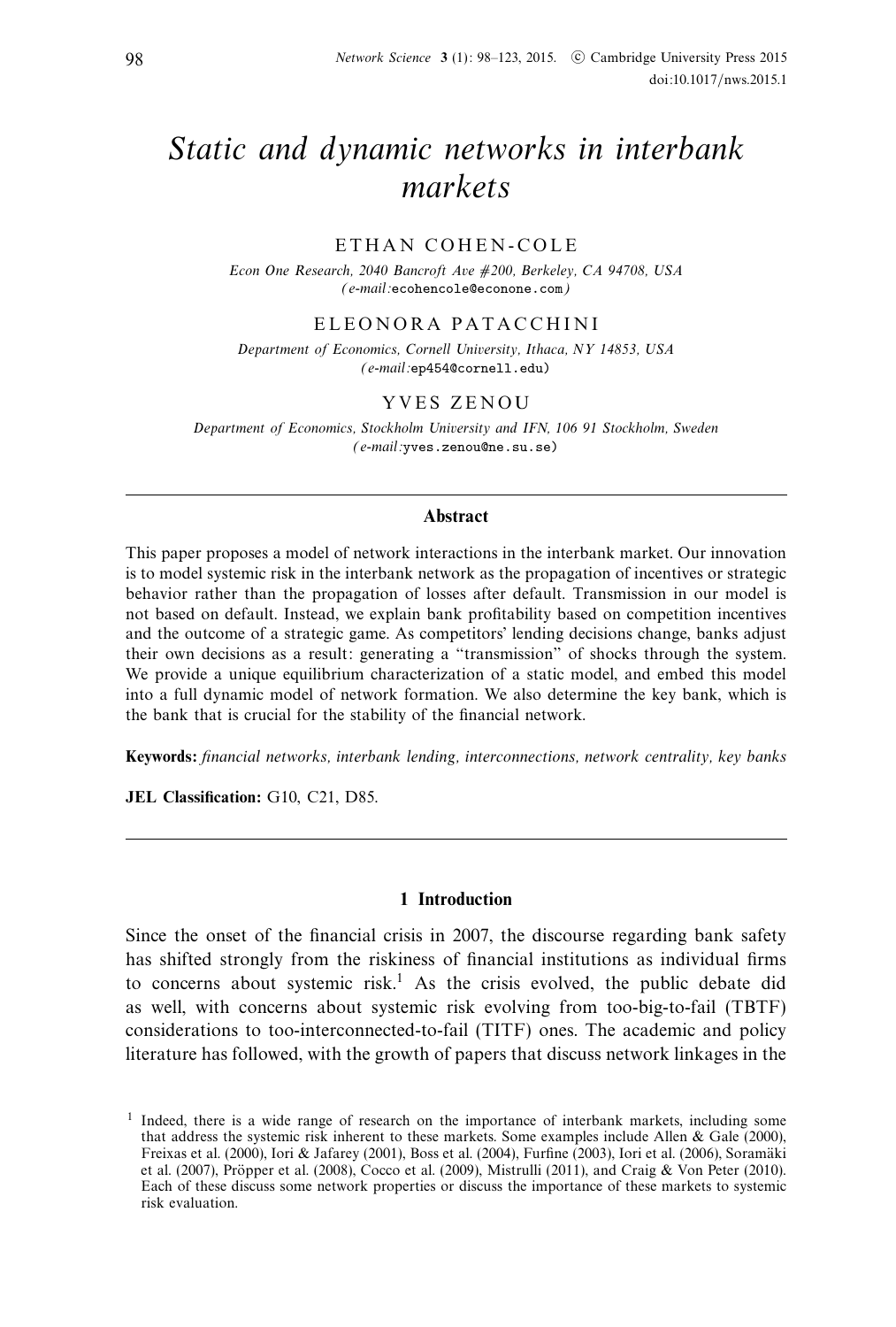# Static and dynamic networks in interbank markets

ETHAN COHEN-COLE

*Econ One Research, 2040 Bancroft Ave #200, Berkeley, CA 94708, USA*
*(e-mail:*ecohencole@econone.com*)*

ELEONORA PATACCHINI

*Department of Economics, Cornell University, Ithaca, NY 14853, USA*
*(e-mail:*ep454@cornell.edu*)*

YVES ZENOU

*Department of Economics, Stockholm University and IFN, 106 91 Stockholm, Sweden*
*(e-mail:*yves.zenou@ne.su.se*)*

---

## Abstract

This paper proposes a model of network interactions in the interbank market. Our innovation is to model systemic risk in the interbank network as the propagation of incentives or strategic behavior rather than the propagation of losses after default. Transmission in our model is not based on default. Instead, we explain bank profitability based on competition incentives and the outcome of a strategic game. As competitors' lending decisions change, banks adjust their own decisions as a result: generating a "transmission" of shocks through the system. We provide a unique equilibrium characterization of a static model, and embed this model into a full dynamic model of network formation. We also determine the key bank, which is the bank that is crucial for the stability of the financial network.

**Keywords:** *financial networks, interbank lending, interconnections, network centrality, key banks*

**JEL Classification:** G10, C21, D85.

---

## 1 Introduction

Since the onset of the financial crisis in 2007, the discourse regarding bank safety has shifted strongly from the riskiness of financial institutions as individual firms to concerns about systemic risk.[1] As the crisis evolved, the public debate did as well, with concerns about systemic risk evolving from too-big-to-fail (TBTF) considerations to too-interconnected-to-fail (TITF) ones. The academic and policy literature has followed, with the growth of papers that discuss network linkages in the

[1] Indeed, there is a wide range of research on the importance of interbank markets, including some that address the systemic risk inherent to these markets. Some examples include Allen & Gale (2000), Freixas et al. (2000), Iori & Jafarey (2001), Boss et al. (2004), Furfine (2003), Iori et al. (2006), Soramäki et al. (2007), Pröpper et al. (2008), Cocco et al. (2009), Mistrulli (2011), and Craig & Von Peter (2010). Each of these discuss some network properties or discuss the importance of these markets to systemic risk evaluation.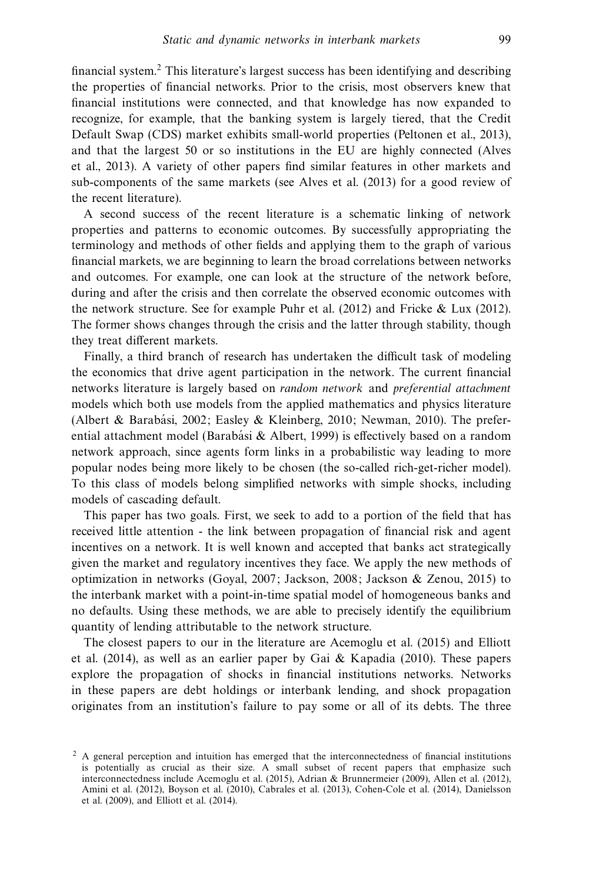financial system.[2] This literature's largest success has been identifying and describing the properties of financial networks. Prior to the crisis, most observers knew that financial institutions were connected, and that knowledge has now expanded to recognize, for example, that the banking system is largely tiered, that the Credit Default Swap (CDS) market exhibits small-world properties (Peltonen et al., 2013), and that the largest 50 or so institutions in the EU are highly connected (Alves et al., 2013). A variety of other papers find similar features in other markets and sub-components of the same markets (see Alves et al. (2013) for a good review of the recent literature).

A second success of the recent literature is a schematic linking of network properties and patterns to economic outcomes. By successfully appropriating the terminology and methods of other fields and applying them to the graph of various financial markets, we are beginning to learn the broad correlations between networks and outcomes. For example, one can look at the structure of the network before, during and after the crisis and then correlate the observed economic outcomes with the network structure. See for example Puhr et al. (2012) and Fricke & Lux (2012). The former shows changes through the crisis and the latter through stability, though they treat different markets.

Finally, a third branch of research has undertaken the difficult task of modeling the economics that drive agent participation in the network. The current financial networks literature is largely based on *random network* and *preferential attachment* models which both use models from the applied mathematics and physics literature (Albert & Barabási, 2002; Easley & Kleinberg, 2010; Newman, 2010). The preferential attachment model (Barabási & Albert, 1999) is effectively based on a random network approach, since agents form links in a probabilistic way leading to more popular nodes being more likely to be chosen (the so-called rich-get-richer model). To this class of models belong simplified networks with simple shocks, including models of cascading default.

This paper has two goals. First, we seek to add to a portion of the field that has received little attention - the link between propagation of financial risk and agent incentives on a network. It is well known and accepted that banks act strategically given the market and regulatory incentives they face. We apply the new methods of optimization in networks (Goyal, 2007; Jackson, 2008; Jackson & Zenou, 2015) to the interbank market with a point-in-time spatial model of homogeneous banks and no defaults. Using these methods, we are able to precisely identify the equilibrium quantity of lending attributable to the network structure.

The closest papers to our in the literature are Acemoglu et al. (2015) and Elliott et al. (2014), as well as an earlier paper by Gai & Kapadia (2010). These papers explore the propagation of shocks in financial institutions networks. Networks in these papers are debt holdings or interbank lending, and shock propagation originates from an institution's failure to pay some or all of its debts. The three

[2] A general perception and intuition has emerged that the interconnectedness of financial institutions is potentially as crucial as their size. A small subset of recent papers that emphasize such interconnectedness include Acemoglu et al. (2015), Adrian & Brunnermeier (2009), Allen et al. (2012), Amini et al. (2012), Boyson et al. (2010), Cabrales et al. (2013), Cohen-Cole et al. (2014), Danielsson et al. (2009), and Elliott et al. (2014).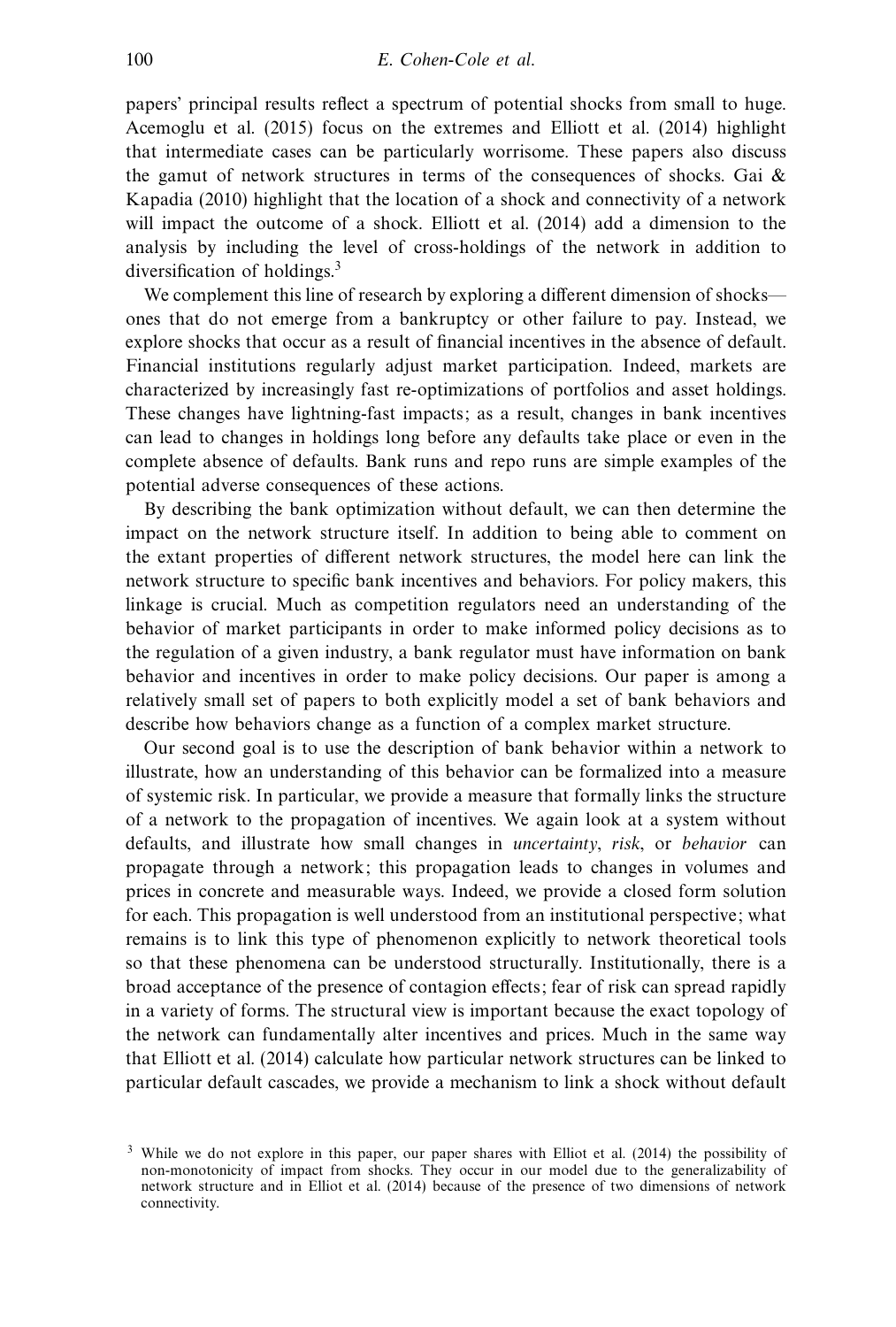papers' principal results reflect a spectrum of potential shocks from small to huge. Acemoglu et al. (2015) focus on the extremes and Elliott et al. (2014) highlight that intermediate cases can be particularly worrisome. These papers also discuss the gamut of network structures in terms of the consequences of shocks. Gai & Kapadia (2010) highlight that the location of a shock and connectivity of a network will impact the outcome of a shock. Elliott et al. (2014) add a dimension to the analysis by including the level of cross-holdings of the network in addition to diversification of holdings.[3]

We complement this line of research by exploring a different dimension of shocks—ones that do not emerge from a bankruptcy or other failure to pay. Instead, we explore shocks that occur as a result of financial incentives in the absence of default. Financial institutions regularly adjust market participation. Indeed, markets are characterized by increasingly fast re-optimizations of portfolios and asset holdings. These changes have lightning-fast impacts; as a result, changes in bank incentives can lead to changes in holdings long before any defaults take place or even in the complete absence of defaults. Bank runs and repo runs are simple examples of the potential adverse consequences of these actions.

By describing the bank optimization without default, we can then determine the impact on the network structure itself. In addition to being able to comment on the extant properties of different network structures, the model here can link the network structure to specific bank incentives and behaviors. For policy makers, this linkage is crucial. Much as competition regulators need an understanding of the behavior of market participants in order to make informed policy decisions as to the regulation of a given industry, a bank regulator must have information on bank behavior and incentives in order to make policy decisions. Our paper is among a relatively small set of papers to both explicitly model a set of bank behaviors and describe how behaviors change as a function of a complex market structure.

Our second goal is to use the description of bank behavior within a network to illustrate, how an understanding of this behavior can be formalized into a measure of systemic risk. In particular, we provide a measure that formally links the structure of a network to the propagation of incentives. We again look at a system without defaults, and illustrate how small changes in *uncertainty*, *risk*, or *behavior* can propagate through a network; this propagation leads to changes in volumes and prices in concrete and measurable ways. Indeed, we provide a closed form solution for each. This propagation is well understood from an institutional perspective; what remains is to link this type of phenomenon explicitly to network theoretical tools so that these phenomena can be understood structurally. Institutionally, there is a broad acceptance of the presence of contagion effects; fear of risk can spread rapidly in a variety of forms. The structural view is important because the exact topology of the network can fundamentally alter incentives and prices. Much in the same way that Elliott et al. (2014) calculate how particular network structures can be linked to particular default cascades, we provide a mechanism to link a shock without default

[3] While we do not explore in this paper, our paper shares with Elliot et al. (2014) the possibility of non-monotonicity of impact from shocks. They occur in our model due to the generalizability of network structure and in Elliot et al. (2014) because of the presence of two dimensions of network connectivity.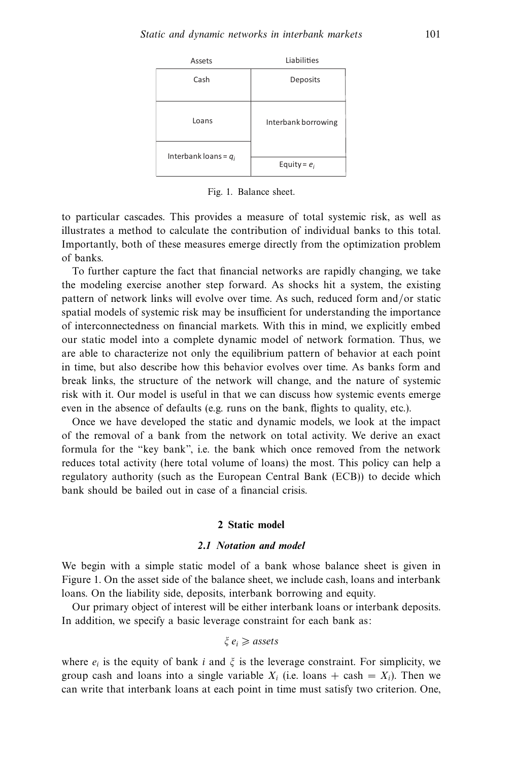| Assets | Liabilities |
|---|---|
| Cash | Deposits |
| Loans | Interbank borrowing |
| Interbank loans = $q_i$ | Equity = $e_i$ |

Fig. 1. Balance sheet.

to particular cascades. This provides a measure of total systemic risk, as well as illustrates a method to calculate the contribution of individual banks to this total. Importantly, both of these measures emerge directly from the optimization problem of banks.

To further capture the fact that financial networks are rapidly changing, we take the modeling exercise another step forward. As shocks hit a system, the existing pattern of network links will evolve over time. As such, reduced form and/or static spatial models of systemic risk may be insufficient for understanding the importance of interconnectedness on financial markets. With this in mind, we explicitly embed our static model into a complete dynamic model of network formation. Thus, we are able to characterize not only the equilibrium pattern of behavior at each point in time, but also describe how this behavior evolves over time. As banks form and break links, the structure of the network will change, and the nature of systemic risk with it. Our model is useful in that we can discuss how systemic events emerge even in the absence of defaults (e.g. runs on the bank, flights to quality, etc.).

Once we have developed the static and dynamic models, we look at the impact of the removal of a bank from the network on total activity. We derive an exact formula for the "key bank", i.e. the bank which once removed from the network reduces total activity (here total volume of loans) the most. This policy can help a regulatory authority (such as the European Central Bank (ECB)) to decide which bank should be bailed out in case of a financial crisis.

## 2 Static model

### 2.1 Notation and model

We begin with a simple static model of a bank whose balance sheet is given in Figure 1. On the asset side of the balance sheet, we include cash, loans and interbank loans. On the liability side, deposits, interbank borrowing and equity.

Our primary object of interest will be either interbank loans or interbank deposits. In addition, we specify a basic leverage constraint for each bank as:

$$\xi \, e_i \geqslant assets$$

where $e_i$ is the equity of bank $i$ and $\xi$ is the leverage constraint. For simplicity, we group cash and loans into a single variable $X_i$ (i.e. loans + cash = $X_i$). Then we can write that interbank loans at each point in time must satisfy two criterion. One,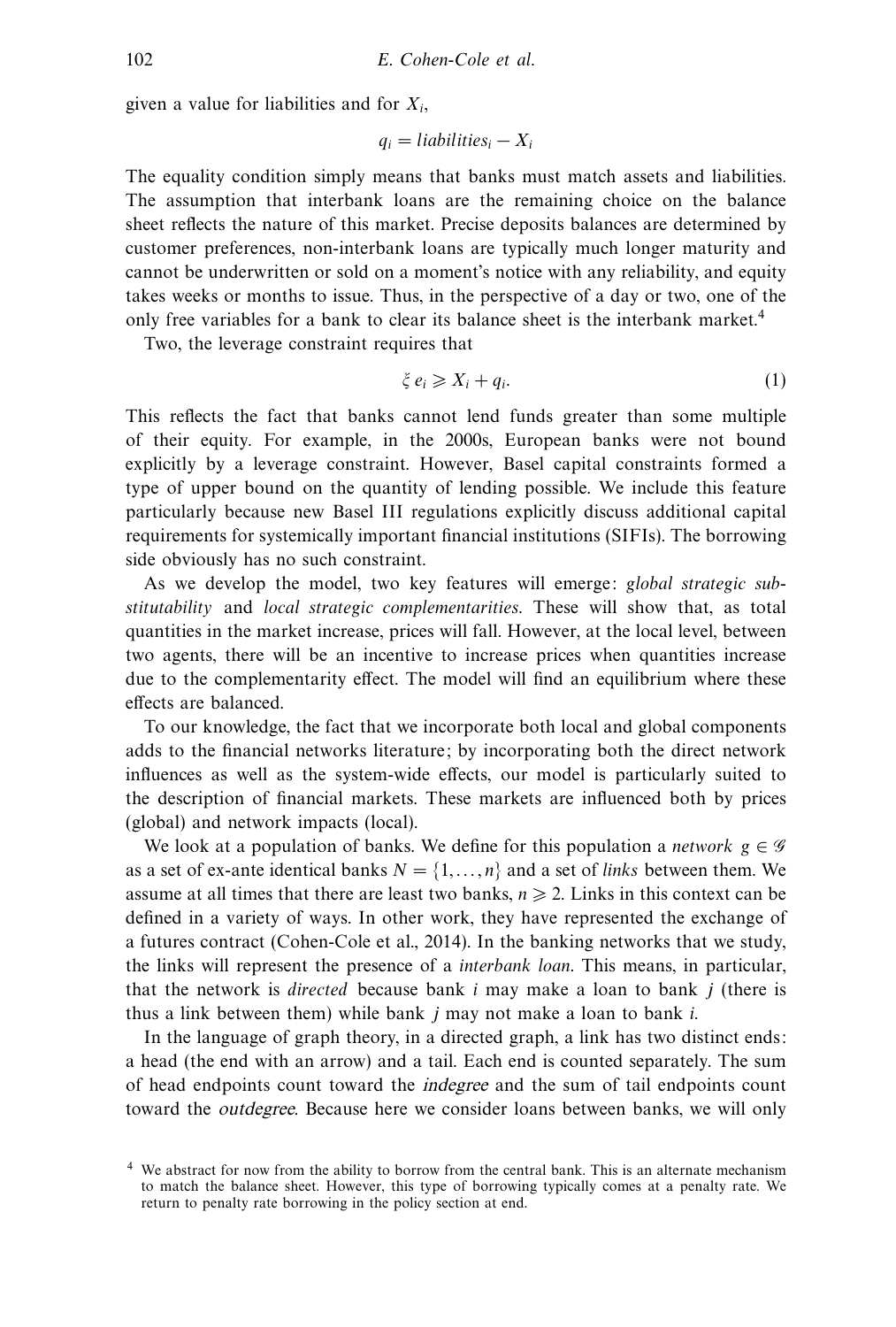given a value for liabilities and for $X_i$,

$$q_i = liabilities_i - X_i$$

The equality condition simply means that banks must match assets and liabilities. The assumption that interbank loans are the remaining choice on the balance sheet reflects the nature of this market. Precise deposits balances are determined by customer preferences, non-interbank loans are typically much longer maturity and cannot be underwritten or sold on a moment's notice with any reliability, and equity takes weeks or months to issue. Thus, in the perspective of a day or two, one of the only free variables for a bank to clear its balance sheet is the interbank market.[4]

Two, the leverage constraint requires that

$$\xi e_i \geqslant X_i + q_i. \tag{1}$$

This reflects the fact that banks cannot lend funds greater than some multiple of their equity. For example, in the 2000s, European banks were not bound explicitly by a leverage constraint. However, Basel capital constraints formed a type of upper bound on the quantity of lending possible. We include this feature particularly because new Basel III regulations explicitly discuss additional capital requirements for systemically important financial institutions (SIFIs). The borrowing side obviously has no such constraint.

As we develop the model, two key features will emerge: *global strategic substitutability* and *local strategic complementarities*. These will show that, as total quantities in the market increase, prices will fall. However, at the local level, between two agents, there will be an incentive to increase prices when quantities increase due to the complementarity effect. The model will find an equilibrium where these effects are balanced.

To our knowledge, the fact that we incorporate both local and global components adds to the financial networks literature; by incorporating both the direct network influences as well as the system-wide effects, our model is particularly suited to the description of financial markets. These markets are influenced both by prices (global) and network impacts (local).

We look at a population of banks. We define for this population a *network* $g \in \mathcal{G}$ as a set of ex-ante identical banks $N = \{1, \ldots, n\}$ and a set of *links* between them. We assume at all times that there are least two banks, $n \geqslant 2$. Links in this context can be defined in a variety of ways. In other work, they have represented the exchange of a futures contract (Cohen-Cole et al., 2014). In the banking networks that we study, the links will represent the presence of a *interbank loan*. This means, in particular, that the network is *directed* because bank $i$ may make a loan to bank $j$ (there is thus a link between them) while bank $j$ may not make a loan to bank $i$.

In the language of graph theory, in a directed graph, a link has two distinct ends: a head (the end with an arrow) and a tail. Each end is counted separately. The sum of head endpoints count toward the *indegree* and the sum of tail endpoints count toward the *outdegree*. Because here we consider loans between banks, we will only

[4] We abstract for now from the ability to borrow from the central bank. This is an alternate mechanism to match the balance sheet. However, this type of borrowing typically comes at a penalty rate. We return to penalty rate borrowing in the policy section at end.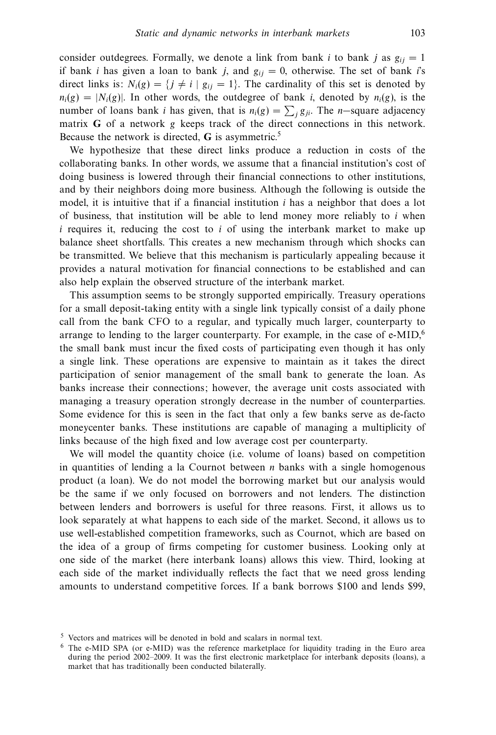consider outdegrees. Formally, we denote a link from bank $i$ to bank $j$ as $g_{ij} = 1$ if bank $i$ has given a loan to bank $j$, and $g_{ij} = 0$, otherwise. The set of bank $i$'s direct links is: $N_i(g) = \{j \neq i \mid g_{ij} = 1\}$. The cardinality of this set is denoted by $n_i(g) = |N_i(g)|$. In other words, the outdegree of bank $i$, denoted by $n_i(g)$, is the number of loans bank $i$ has given, that is $n_i(g) = \sum_j g_{ji}$. The $n$−square adjacency matrix $\mathbf{G}$ of a network $g$ keeps track of the direct connections in this network. Because the network is directed, $\mathbf{G}$ is asymmetric.[5]

We hypothesize that these direct links produce a reduction in costs of the collaborating banks. In other words, we assume that a financial institution's cost of doing business is lowered through their financial connections to other institutions, and by their neighbors doing more business. Although the following is outside the model, it is intuitive that if a financial institution $i$ has a neighbor that does a lot of business, that institution will be able to lend money more reliably to $i$ when $i$ requires it, reducing the cost to $i$ of using the interbank market to make up balance sheet shortfalls. This creates a new mechanism through which shocks can be transmitted. We believe that this mechanism is particularly appealing because it provides a natural motivation for financial connections to be established and can also help explain the observed structure of the interbank market.

This assumption seems to be strongly supported empirically. Treasury operations for a small deposit-taking entity with a single link typically consist of a daily phone call from the bank CFO to a regular, and typically much larger, counterparty to arrange to lending to the larger counterparty. For example, in the case of e-MID,[6] the small bank must incur the fixed costs of participating even though it has only a single link. These operations are expensive to maintain as it takes the direct participation of senior management of the small bank to generate the loan. As banks increase their connections; however, the average unit costs associated with managing a treasury operation strongly decrease in the number of counterparties. Some evidence for this is seen in the fact that only a few banks serve as de-facto moneycenter banks. These institutions are capable of managing a multiplicity of links because of the high fixed and low average cost per counterparty.

We will model the quantity choice (i.e. volume of loans) based on competition in quantities of lending a la Cournot between $n$ banks with a single homogenous product (a loan). We do not model the borrowing market but our analysis would be the same if we only focused on borrowers and not lenders. The distinction between lenders and borrowers is useful for three reasons. First, it allows us to look separately at what happens to each side of the market. Second, it allows us to use well-established competition frameworks, such as Cournot, which are based on the idea of a group of firms competing for customer business. Looking only at one side of the market (here interbank loans) allows this view. Third, looking at each side of the market individually reflects the fact that we need gross lending amounts to understand competitive forces. If a bank borrows \$100 and lends \$99,

[5] Vectors and matrices will be denoted in bold and scalars in normal text.

[6] The e-MID SPA (or e-MID) was the reference marketplace for liquidity trading in the Euro area during the period 2002–2009. It was the first electronic marketplace for interbank deposits (loans), a market that has traditionally been conducted bilaterally.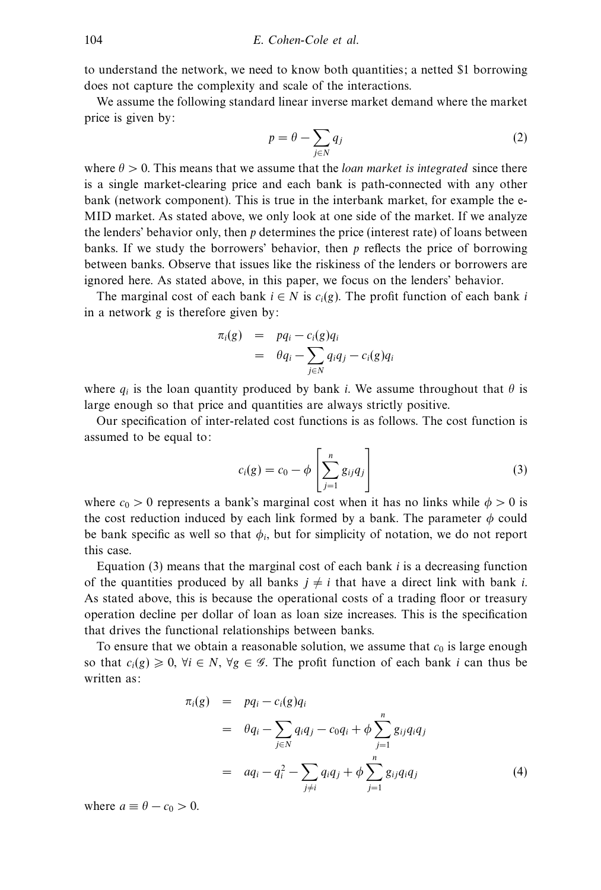to understand the network, we need to know both quantities; a netted \$1 borrowing does not capture the complexity and scale of the interactions.

We assume the following standard linear inverse market demand where the market price is given by:

$$p = \theta - \sum_{j \in N} q_j \tag{2}$$

where $\theta > 0$. This means that we assume that the *loan market is integrated* since there is a single market-clearing price and each bank is path-connected with any other bank (network component). This is true in the interbank market, for example the e-MID market. As stated above, we only look at one side of the market. If we analyze the lenders' behavior only, then $p$ determines the price (interest rate) of loans between banks. If we study the borrowers' behavior, then $p$ reflects the price of borrowing between banks. Observe that issues like the riskiness of the lenders or borrowers are ignored here. As stated above, in this paper, we focus on the lenders' behavior.

The marginal cost of each bank $i \in N$ is $c_i(g)$. The profit function of each bank $i$ in a network $g$ is therefore given by:

$$\begin{aligned}
\pi_i(g) &= pq_i - c_i(g)q_i \\
&= \theta q_i - \sum_{j \in N} q_i q_j - c_i(g)q_i
\end{aligned}$$

where $q_i$ is the loan quantity produced by bank $i$. We assume throughout that $\theta$ is large enough so that price and quantities are always strictly positive.

Our specification of inter-related cost functions is as follows. The cost function is assumed to be equal to:

$$c_i(g) = c_0 - \phi \left[ \sum_{j=1}^{n} g_{ij} q_j \right] \tag{3}$$

where $c_0 > 0$ represents a bank's marginal cost when it has no links while $\phi > 0$ is the cost reduction induced by each link formed by a bank. The parameter $\phi$ could be bank specific as well so that $\phi_i$, but for simplicity of notation, we do not report this case.

Equation (3) means that the marginal cost of each bank $i$ is a decreasing function of the quantities produced by all banks $j \neq i$ that have a direct link with bank $i$. As stated above, this is because the operational costs of a trading floor or treasury operation decline per dollar of loan as loan size increases. This is the specification that drives the functional relationships between banks.

To ensure that we obtain a reasonable solution, we assume that $c_0$ is large enough so that $c_i(g) \geqslant 0$, $\forall i \in N$, $\forall g \in \mathcal{G}$. The profit function of each bank $i$ can thus be written as:

$$\begin{aligned}
\pi_i(g) &= pq_i - c_i(g)q_i \\
&= \theta q_i - \sum_{j \in N} q_i q_j - c_0 q_i + \phi \sum_{j=1}^{n} g_{ij} q_i q_j \\
&= a q_i - q_i^2 - \sum_{j \neq i} q_i q_j + \phi \sum_{j=1}^{n} g_{ij} q_i q_j
\end{aligned} \tag{4}$$

where $a \equiv \theta - c_0 > 0$.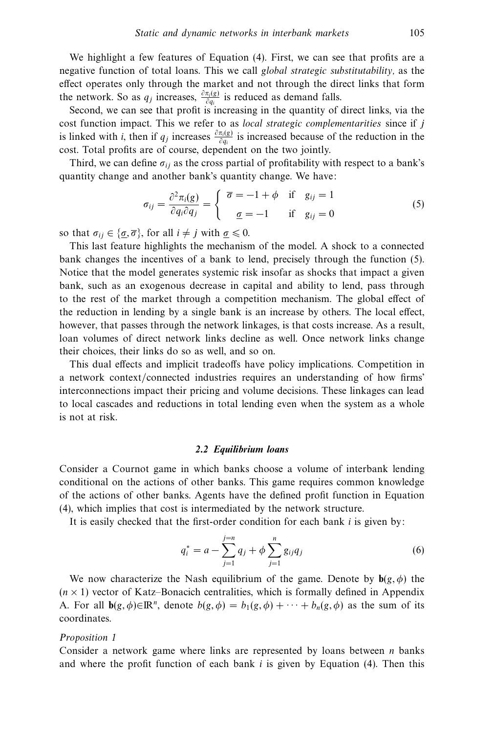We highlight a few features of Equation (4). First, we can see that profits are a negative function of total loans. This we call *global strategic substitutability,* as the effect operates only through the market and not through the direct links that form the network. So as $q_j$ increases, $\frac{\partial \pi_i(g)}{\partial q_i}$ is reduced as demand falls.

Second, we can see that profit is increasing in the quantity of direct links, via the cost function impact. This we refer to as *local strategic complementarities* since if $j$ is linked with $i$, then if $q_j$ increases $\frac{\partial \pi_i(g)}{\partial q_i}$ is increased because of the reduction in the cost. Total profits are of course, dependent on the two jointly.

Third, we can define $\sigma_{ij}$ as the cross partial of profitability with respect to a bank's quantity change and another bank's quantity change. We have:

$$\sigma_{ij} = \frac{\partial^2 \pi_i(g)}{\partial q_i \partial q_j} = \begin{cases} \overline{\sigma} = -1 + \phi & \text{if} \quad g_{ij} = 1 \\ \underline{\sigma} = -1 & \text{if} \quad g_{ij} = 0 \end{cases} \tag{5}$$

so that $\sigma_{ij} \in \{\underline{\sigma}, \overline{\sigma}\}$, for all $i \neq j$ with $\underline{\sigma} \leqslant 0$.

This last feature highlights the mechanism of the model. A shock to a connected bank changes the incentives of a bank to lend, precisely through the function (5). Notice that the model generates systemic risk insofar as shocks that impact a given bank, such as an exogenous decrease in capital and ability to lend, pass through to the rest of the market through a competition mechanism. The global effect of the reduction in lending by a single bank is an increase by others. The local effect, however, that passes through the network linkages, is that costs increase. As a result, loan volumes of direct network links decline as well. Once network links change their choices, their links do so as well, and so on.

This dual effects and implicit tradeoffs have policy implications. Competition in a network context/connected industries requires an understanding of how firms' interconnections impact their pricing and volume decisions. These linkages can lead to local cascades and reductions in total lending even when the system as a whole is not at risk.

### 2.2 Equilibrium loans

Consider a Cournot game in which banks choose a volume of interbank lending conditional on the actions of other banks. This game requires common knowledge of the actions of other banks. Agents have the defined profit function in Equation (4), which implies that cost is intermediated by the network structure.

It is easily checked that the first-order condition for each bank $i$ is given by:

$$q_i^* = a - \sum_{j=1}^{j=n} q_j + \phi \sum_{j=1}^{n} g_{ij} q_j \tag{6}$$

We now characterize the Nash equilibrium of the game. Denote by $\mathbf{b}(g, \phi)$ the $(n \times 1)$ vector of Katz–Bonacich centralities, which is formally defined in Appendix A. For all $\mathbf{b}(g, \phi) \in \mathbb{R}^n$, denote $b(g, \phi) = b_1(g, \phi) + \cdots + b_n(g, \phi)$ as the sum of its coordinates.

*Proposition 1*

Consider a network game where links are represented by loans between $n$ banks and where the profit function of each bank $i$ is given by Equation (4). Then this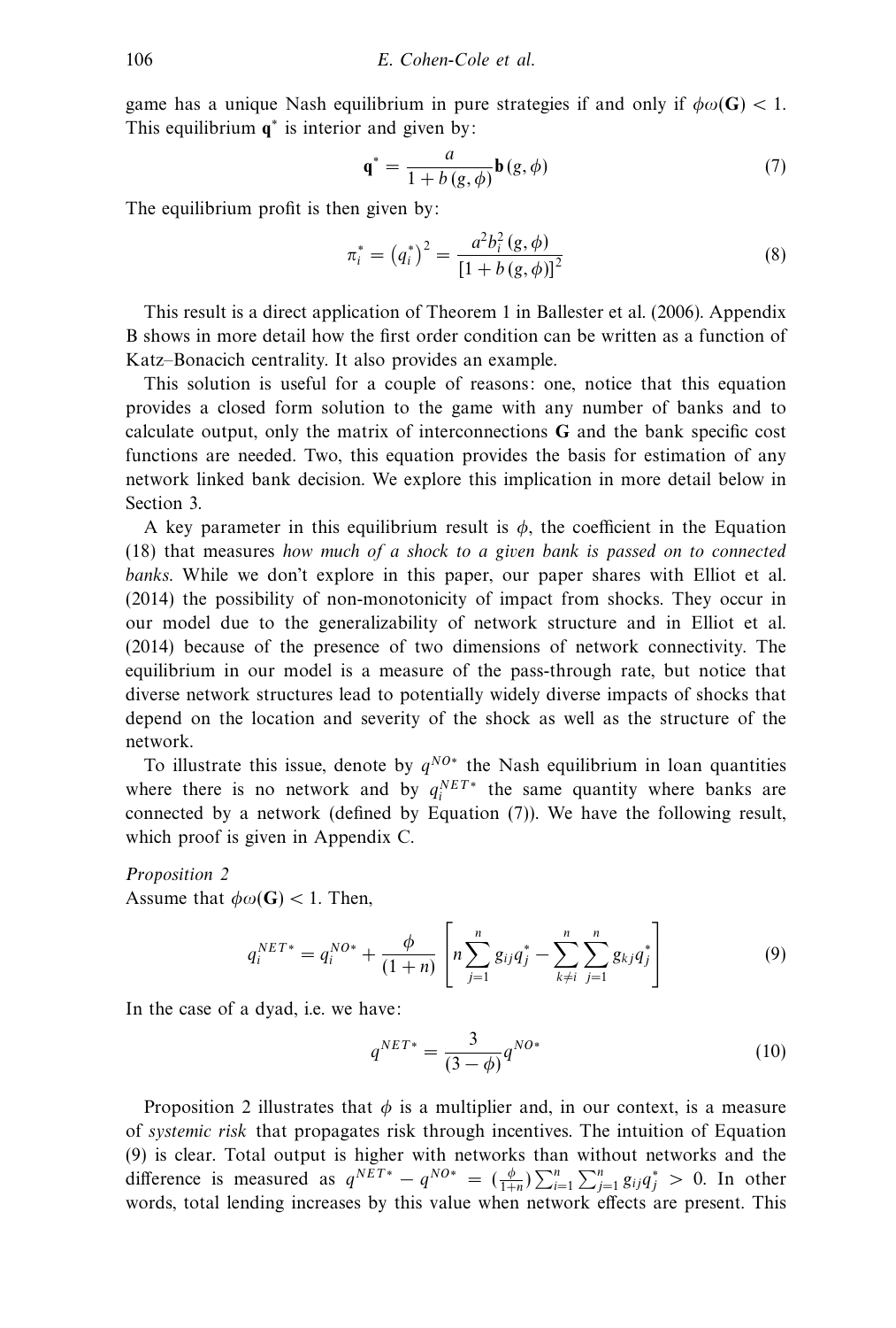game has a unique Nash equilibrium in pure strategies if and only if $\phi\omega(\mathbf{G}) < 1$. This equilibrium $\mathbf{q}^*$ is interior and given by:

$$\mathbf{q}^* = \frac{a}{1 + b(g, \phi)} \mathbf{b}(g, \phi) \tag{7}$$

The equilibrium profit is then given by:

$$\pi_i^* = (q_i^*)^2 = \frac{a^2 b_i^2(g, \phi)}{[1 + b(g, \phi)]^2} \tag{8}$$

This result is a direct application of Theorem 1 in Ballester et al. (2006). Appendix B shows in more detail how the first order condition can be written as a function of Katz–Bonacich centrality. It also provides an example.

This solution is useful for a couple of reasons: one, notice that this equation provides a closed form solution to the game with any number of banks and to calculate output, only the matrix of interconnections $\mathbf{G}$ and the bank specific cost functions are needed. Two, this equation provides the basis for estimation of any network linked bank decision. We explore this implication in more detail below in Section 3.

A key parameter in this equilibrium result is $\phi$, the coefficient in the Equation (18) that measures *how much of a shock to a given bank is passed on to connected banks*. While we don't explore in this paper, our paper shares with Elliot et al. (2014) the possibility of non-monotonicity of impact from shocks. They occur in our model due to the generalizability of network structure and in Elliot et al. (2014) because of the presence of two dimensions of network connectivity. The equilibrium in our model is a measure of the pass-through rate, but notice that diverse network structures lead to potentially widely diverse impacts of shocks that depend on the location and severity of the shock as well as the structure of the network.

To illustrate this issue, denote by $q^{NO*}$ the Nash equilibrium in loan quantities where there is no network and by $q_i^{NET*}$ the same quantity where banks are connected by a network (defined by Equation (7)). We have the following result, which proof is given in Appendix C.

*Proposition 2*

Assume that $\phi\omega(\mathbf{G}) < 1$. Then,

$$q_i^{NET*} = q_i^{NO*} + \frac{\phi}{(1+n)} \left[ n \sum_{j=1}^{n} g_{ij} q_j^* - \sum_{k \neq i}^{n} \sum_{j=1}^{n} g_{kj} q_j^* \right] \tag{9}$$

In the case of a dyad, i.e. we have:

$$q^{NET*} = \frac{3}{(3 - \phi)} q^{NO*} \tag{10}$$

Proposition 2 illustrates that $\phi$ is a multiplier and, in our context, is a measure of *systemic risk* that propagates risk through incentives. The intuition of Equation (9) is clear. Total output is higher with networks than without networks and the difference is measured as $q^{NET*} - q^{NO*} = (\frac{\phi}{1+n}) \sum_{i=1}^{n} \sum_{j=1}^{n} g_{ij} q_j^* > 0$. In other words, total lending increases by this value when network effects are present. This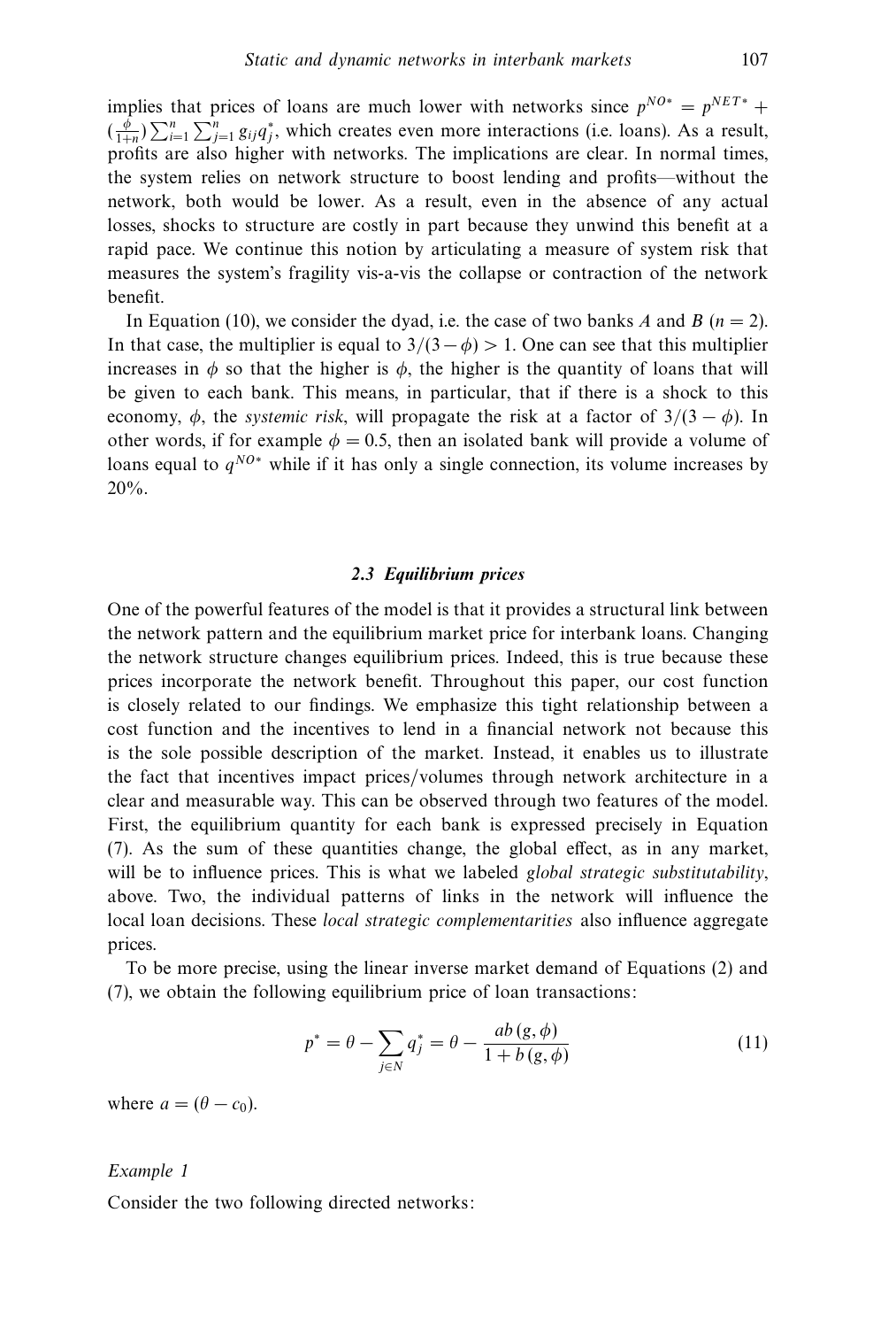implies that prices of loans are much lower with networks since $p^{NO*} = p^{NET*} + (\frac{\phi}{1+n}) \sum_{i=1}^{n} \sum_{j=1}^{n} g_{ij} q_j^*$, which creates even more interactions (i.e. loans). As a result, profits are also higher with networks. The implications are clear. In normal times, the system relies on network structure to boost lending and profits—without the network, both would be lower. As a result, even in the absence of any actual losses, shocks to structure are costly in part because they unwind this benefit at a rapid pace. We continue this notion by articulating a measure of system risk that measures the system's fragility vis-a-vis the collapse or contraction of the network benefit.

In Equation (10), we consider the dyad, i.e. the case of two banks $A$ and $B$ ($n = 2$). In that case, the multiplier is equal to $3/(3-\phi) > 1$. One can see that this multiplier increases in $\phi$ so that the higher is $\phi$, the higher is the quantity of loans that will be given to each bank. This means, in particular, that if there is a shock to this economy, $\phi$, the *systemic risk*, will propagate the risk at a factor of $3/(3-\phi)$. In other words, if for example $\phi = 0.5$, then an isolated bank will provide a volume of loans equal to $q^{NO*}$ while if it has only a single connection, its volume increases by 20%.

### 2.3 Equilibrium prices

One of the powerful features of the model is that it provides a structural link between the network pattern and the equilibrium market price for interbank loans. Changing the network structure changes equilibrium prices. Indeed, this is true because these prices incorporate the network benefit. Throughout this paper, our cost function is closely related to our findings. We emphasize this tight relationship between a cost function and the incentives to lend in a financial network not because this is the sole possible description of the market. Instead, it enables us to illustrate the fact that incentives impact prices/volumes through network architecture in a clear and measurable way. This can be observed through two features of the model. First, the equilibrium quantity for each bank is expressed precisely in Equation (7). As the sum of these quantities change, the global effect, as in any market, will be to influence prices. This is what we labeled *global strategic substitutability*, above. Two, the individual patterns of links in the network will influence the local loan decisions. These *local strategic complementarities* also influence aggregate prices.

To be more precise, using the linear inverse market demand of Equations (2) and (7), we obtain the following equilibrium price of loan transactions:

$$p^* = \theta - \sum_{j \in N} q_j^* = \theta - \frac{ab(g, \phi)}{1 + b(g, \phi)} \tag{11}$$

where $a = (\theta - c_0)$.

*Example 1*

Consider the two following directed networks: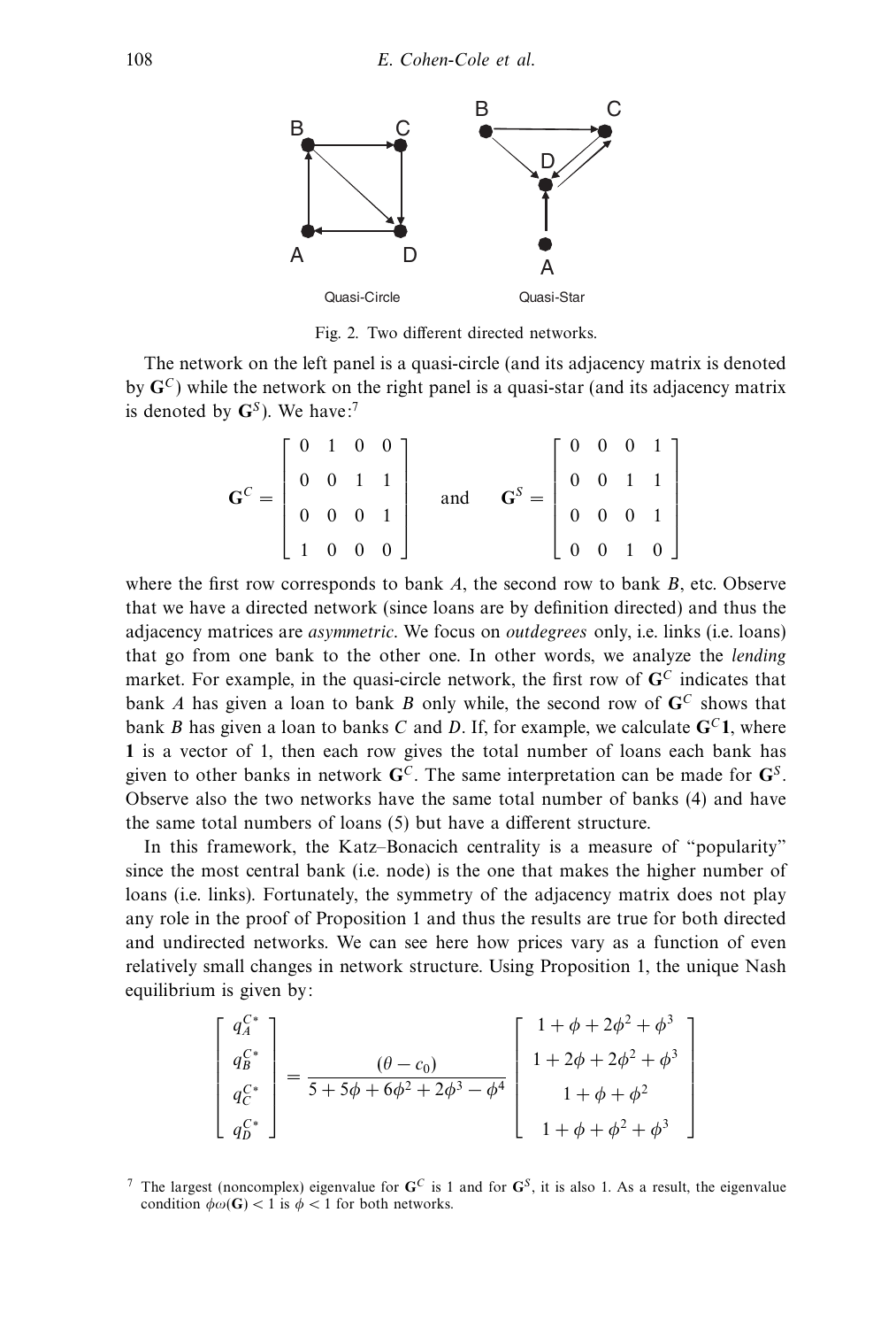Fig. 2. Two different directed networks.

The network on the left panel is a quasi-circle (and its adjacency matrix is denoted by $\mathbf{G}^C$) while the network on the right panel is a quasi-star (and its adjacency matrix is denoted by $\mathbf{G}^S$). We have:[7]

$$
\mathbf{G}^C = \begin{bmatrix} 0 & 1 & 0 & 0 \\ 0 & 0 & 1 & 1 \\ 0 & 0 & 0 & 1 \\ 1 & 0 & 0 & 0 \end{bmatrix} \quad \text{and} \quad \mathbf{G}^S = \begin{bmatrix} 0 & 0 & 0 & 1 \\ 0 & 0 & 1 & 1 \\ 0 & 0 & 0 & 1 \\ 0 & 0 & 1 & 0 \end{bmatrix}
$$

where the first row corresponds to bank $A$, the second row to bank $B$, etc. Observe that we have a directed network (since loans are by definition directed) and thus the adjacency matrices are *asymmetric*. We focus on *outdegrees* only, i.e. links (i.e. loans) that go from one bank to the other one. In other words, we analyze the *lending* market. For example, in the quasi-circle network, the first row of $\mathbf{G}^C$ indicates that bank $A$ has given a loan to bank $B$ only while, the second row of $\mathbf{G}^C$ shows that bank $B$ has given a loan to banks $C$ and $D$. If, for example, we calculate $\mathbf{G}^C\mathbf{1}$, where $\mathbf{1}$ is a vector of 1, then each row gives the total number of loans each bank has given to other banks in network $\mathbf{G}^C$. The same interpretation can be made for $\mathbf{G}^S$. Observe also the two networks have the same total number of banks (4) and have the same total numbers of loans (5) but have a different structure.

In this framework, the Katz–Bonacich centrality is a measure of "popularity" since the most central bank (i.e. node) is the one that makes the higher number of loans (i.e. links). Fortunately, the symmetry of the adjacency matrix does not play any role in the proof of Proposition 1 and thus the results are true for both directed and undirected networks. We can see here how prices vary as a function of even relatively small changes in network structure. Using Proposition 1, the unique Nash equilibrium is given by:

$$
\begin{bmatrix} q_A^{C*} \\ q_B^{C*} \\ q_C^{C*} \\ q_D^{C*} \end{bmatrix} = \frac{(\theta - c_0)}{5 + 5\phi + 6\phi^2 + 2\phi^3 - \phi^4} \begin{bmatrix} 1 + \phi + 2\phi^2 + \phi^3 \\ 1 + 2\phi + 2\phi^2 + \phi^3 \\ 1 + \phi + \phi^2 \\ 1 + \phi + \phi^2 + \phi^3 \end{bmatrix}
$$

[7] The largest (noncomplex) eigenvalue for $\mathbf{G}^C$ is 1 and for $\mathbf{G}^S$, it is also 1. As a result, the eigenvalue condition $\phi\omega(\mathbf{G}) < 1$ is $\phi < 1$ for both networks.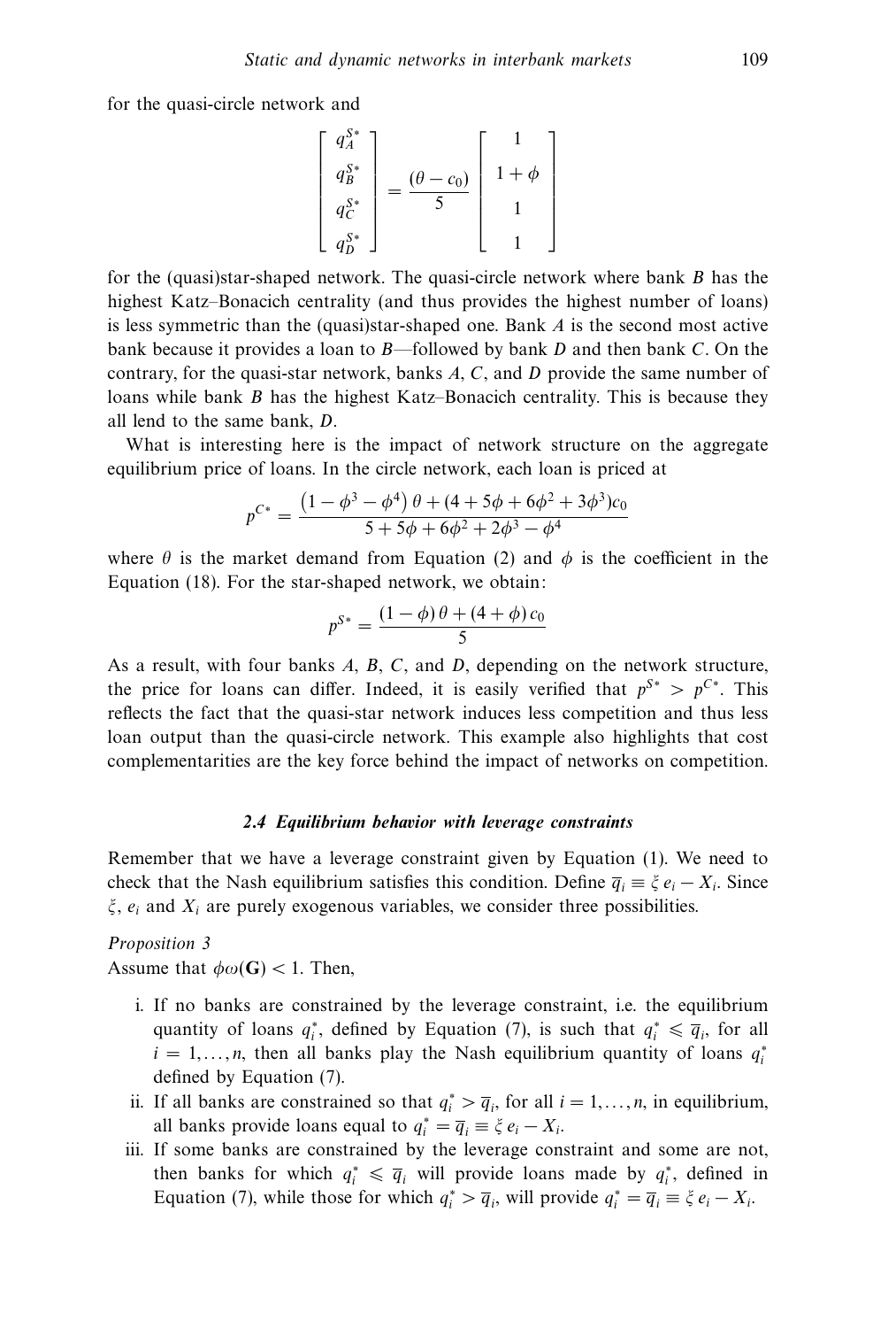for the quasi-circle network and

$$\begin{bmatrix} q_A^{S*} \\ q_B^{S*} \\ q_C^{S*} \\ q_D^{S*} \end{bmatrix} = \frac{(\theta - c_0)}{5} \begin{bmatrix} 1 \\ 1+\phi \\ 1 \\ 1 \end{bmatrix}$$

for the (quasi)star-shaped network. The quasi-circle network where bank $B$ has the highest Katz–Bonacich centrality (and thus provides the highest number of loans) is less symmetric than the (quasi)star-shaped one. Bank $A$ is the second most active bank because it provides a loan to $B$—followed by bank $D$ and then bank $C$. On the contrary, for the quasi-star network, banks $A$, $C$, and $D$ provide the same number of loans while bank $B$ has the highest Katz–Bonacich centrality. This is because they all lend to the same bank, $D$.

What is interesting here is the impact of network structure on the aggregate equilibrium price of loans. In the circle network, each loan is priced at

$$p^{C*} = \frac{\left(1 - \phi^3 - \phi^4\right)\theta + (4 + 5\phi + 6\phi^2 + 3\phi^3)c_0}{5 + 5\phi + 6\phi^2 + 2\phi^3 - \phi^4}$$

where $\theta$ is the market demand from Equation (2) and $\phi$ is the coefficient in the Equation (18). For the star-shaped network, we obtain:

$$p^{S*} = \frac{(1-\phi)\,\theta + (4+\phi)\,c_0}{5}$$

As a result, with four banks $A$, $B$, $C$, and $D$, depending on the network structure, the price for loans can differ. Indeed, it is easily verified that $p^{S*} > p^{C*}$. This reflects the fact that the quasi-star network induces less competition and thus less loan output than the quasi-circle network. This example also highlights that cost complementarities are the key force behind the impact of networks on competition.

### *2.4 Equilibrium behavior with leverage constraints*

Remember that we have a leverage constraint given by Equation (1). We need to check that the Nash equilibrium satisfies this condition. Define $\overline{q}_i \equiv \xi\, e_i - X_i$. Since $\xi$, $e_i$ and $X_i$ are purely exogenous variables, we consider three possibilities.

*Proposition 3*

Assume that $\phi\omega(\mathbf{G}) < 1$. Then,

i. If no banks are constrained by the leverage constraint, i.e. the equilibrium quantity of loans $q_i^*$, defined by Equation (7), is such that $q_i^* \leqslant \overline{q}_i$, for all $i = 1, \ldots, n$, then all banks play the Nash equilibrium quantity of loans $q_i^*$ defined by Equation (7).

ii. If all banks are constrained so that $q_i^* > \overline{q}_i$, for all $i = 1, \ldots, n$, in equilibrium, all banks provide loans equal to $q_i^* = \overline{q}_i \equiv \xi\, e_i - X_i$.

iii. If some banks are constrained by the leverage constraint and some are not, then banks for which $q_i^* \leqslant \overline{q}_i$ will provide loans made by $q_i^*$, defined in Equation (7), while those for which $q_i^* > \overline{q}_i$, will provide $q_i^* = \overline{q}_i \equiv \xi\, e_i - X_i$.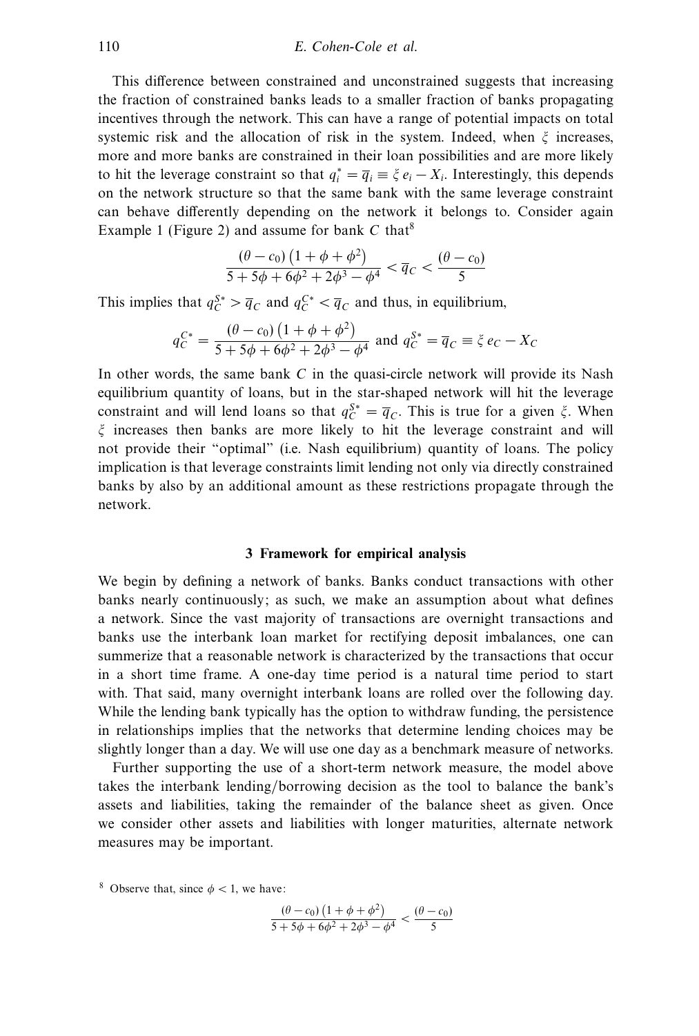This difference between constrained and unconstrained suggests that increasing the fraction of constrained banks leads to a smaller fraction of banks propagating incentives through the network. This can have a range of potential impacts on total systemic risk and the allocation of risk in the system. Indeed, when $\xi$ increases, more and more banks are constrained in their loan possibilities and are more likely to hit the leverage constraint so that $q_i^* = \overline{q}_i \equiv \xi\, e_i - X_i$. Interestingly, this depends on the network structure so that the same bank with the same leverage constraint can behave differently depending on the network it belongs to. Consider again Example 1 (Figure 2) and assume for bank $C$ that[8]

$$\frac{(\theta - c_0)\left(1 + \phi + \phi^2\right)}{5 + 5\phi + 6\phi^2 + 2\phi^3 - \phi^4} < \overline{q}_C < \frac{(\theta - c_0)}{5}$$

This implies that $q_C^{S*} > \overline{q}_C$ and $q_C^{C*} < \overline{q}_C$ and thus, in equilibrium,

$$q_C^{C*} = \frac{(\theta - c_0)\left(1 + \phi + \phi^2\right)}{5 + 5\phi + 6\phi^2 + 2\phi^3 - \phi^4} \text{ and } q_C^{S*} = \overline{q}_C \equiv \xi\, e_C - X_C$$

In other words, the same bank $C$ in the quasi-circle network will provide its Nash equilibrium quantity of loans, but in the star-shaped network will hit the leverage constraint and will lend loans so that $q_C^{S*} = \overline{q}_C$. This is true for a given $\xi$. When $\xi$ increases then banks are more likely to hit the leverage constraint and will not provide their "optimal" (i.e. Nash equilibrium) quantity of loans. The policy implication is that leverage constraints limit lending not only via directly constrained banks by also by an additional amount as these restrictions propagate through the network.

## 3 Framework for empirical analysis

We begin by defining a network of banks. Banks conduct transactions with other banks nearly continuously; as such, we make an assumption about what defines a network. Since the vast majority of transactions are overnight transactions and banks use the interbank loan market for rectifying deposit imbalances, one can summerize that a reasonable network is characterized by the transactions that occur in a short time frame. A one-day time period is a natural time period to start with. That said, many overnight interbank loans are rolled over the following day. While the lending bank typically has the option to withdraw funding, the persistence in relationships implies that the networks that determine lending choices may be slightly longer than a day. We will use one day as a benchmark measure of networks.

Further supporting the use of a short-term network measure, the model above takes the interbank lending/borrowing decision as the tool to balance the bank's assets and liabilities, taking the remainder of the balance sheet as given. Once we consider other assets and liabilities with longer maturities, alternate network measures may be important.

[8] Observe that, since $\phi < 1$, we have:

$$\frac{(\theta - c_0)\left(1 + \phi + \phi^2\right)}{5 + 5\phi + 6\phi^2 + 2\phi^3 - \phi^4} < \frac{(\theta - c_0)}{5}$$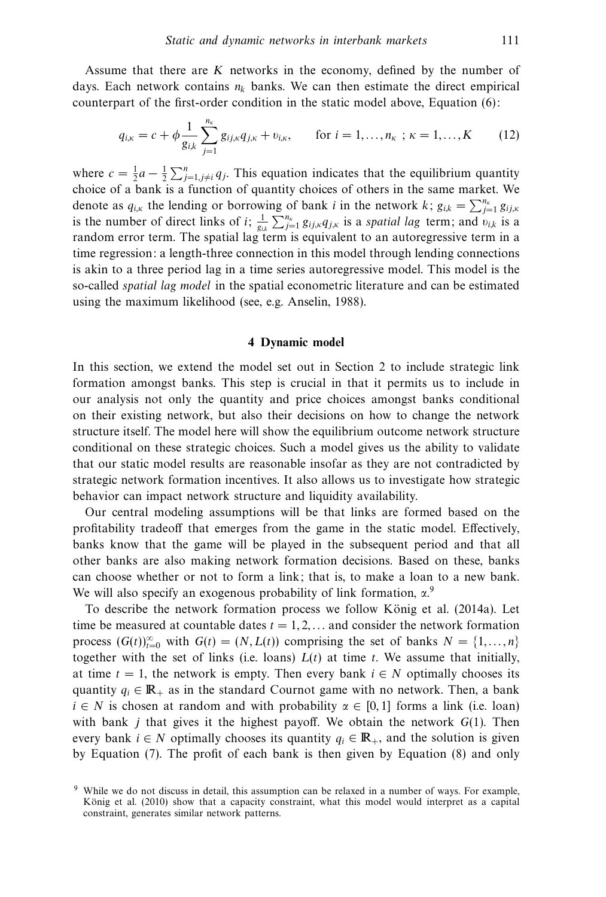Assume that there are $K$ networks in the economy, defined by the number of days. Each network contains $n_k$ banks. We can then estimate the direct empirical counterpart of the first-order condition in the static model above, Equation (6):

$$q_{i,\kappa} = c + \phi \frac{1}{g_{i,k}} \sum_{j=1}^{n_\kappa} g_{ij,\kappa} q_{j,\kappa} + \upsilon_{i,\kappa}, \qquad \text{for } i = 1, \ldots, n_\kappa \; ; \kappa = 1, \ldots, K \tag{12}$$

where $c = \frac{1}{2}a - \frac{1}{2}\sum_{j=1, j \neq i}^{n} q_j$. This equation indicates that the equilibrium quantity choice of a bank is a function of quantity choices of others in the same market. We denote as $q_{i,\kappa}$ the lending or borrowing of bank $i$ in the network $k$; $g_{i,k} = \sum_{j=1}^{n_\kappa} g_{ij,\kappa}$ is the number of direct links of $i$; $\frac{1}{g_{i,k}} \sum_{j=1}^{n_\kappa} g_{ij,\kappa} q_{j,\kappa}$ is a *spatial lag* term; and $\upsilon_{i,k}$ is a random error term. The spatial lag term is equivalent to an autoregressive term in a time regression: a length-three connection in this model through lending connections is akin to a three period lag in a time series autoregressive model. This model is the so-called *spatial lag model* in the spatial econometric literature and can be estimated using the maximum likelihood (see, e.g. Anselin, 1988).

## 4 Dynamic model

In this section, we extend the model set out in Section 2 to include strategic link formation amongst banks. This step is crucial in that it permits us to include in our analysis not only the quantity and price choices amongst banks conditional on their existing network, but also their decisions on how to change the network structure itself. The model here will show the equilibrium outcome network structure conditional on these strategic choices. Such a model gives us the ability to validate that our static model results are reasonable insofar as they are not contradicted by strategic network formation incentives. It also allows us to investigate how strategic behavior can impact network structure and liquidity availability.

Our central modeling assumptions will be that links are formed based on the profitability tradeoff that emerges from the game in the static model. Effectively, banks know that the game will be played in the subsequent period and that all other banks are also making network formation decisions. Based on these, banks can choose whether or not to form a link; that is, to make a loan to a new bank. We will also specify an exogenous probability of link formation, $\alpha$.[9]

To describe the network formation process we follow König et al. (2014a). Let time be measured at countable dates $t = 1, 2, \ldots$ and consider the network formation process $(G(t))_{t=0}^{\infty}$ with $G(t) = (N, L(t))$ comprising the set of banks $N = \{1, \ldots, n\}$ together with the set of links (i.e. loans) $L(t)$ at time $t$. We assume that initially, at time $t = 1$, the network is empty. Then every bank $i \in N$ optimally chooses its quantity $q_i \in \mathbb{R}_+$ as in the standard Cournot game with no network. Then, a bank $i \in N$ is chosen at random and with probability $\alpha \in [0, 1]$ forms a link (i.e. loan) with bank $j$ that gives it the highest payoff. We obtain the network $G(1)$. Then every bank $i \in N$ optimally chooses its quantity $q_i \in \mathbb{R}_+$, and the solution is given by Equation (7). The profit of each bank is then given by Equation (8) and only

[9] While we do not discuss in detail, this assumption can be relaxed in a number of ways. For example, König et al. (2010) show that a capacity constraint, what this model would interpret as a capital constraint, generates similar network patterns.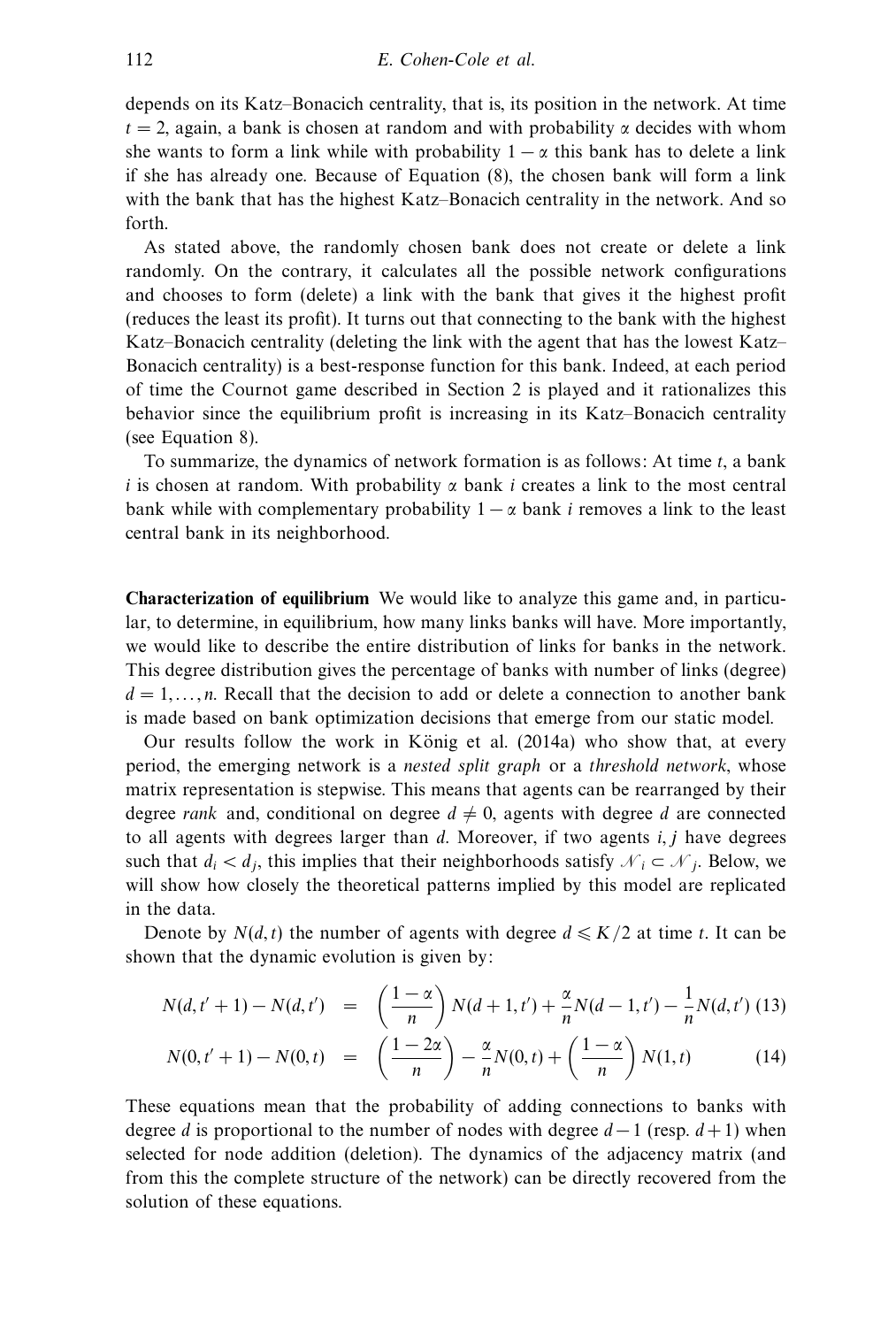depends on its Katz–Bonacich centrality, that is, its position in the network. At time $t = 2$, again, a bank is chosen at random and with probability $\alpha$ decides with whom she wants to form a link while with probability $1 - \alpha$ this bank has to delete a link if she has already one. Because of Equation (8), the chosen bank will form a link with the bank that has the highest Katz–Bonacich centrality in the network. And so forth.

As stated above, the randomly chosen bank does not create or delete a link randomly. On the contrary, it calculates all the possible network configurations and chooses to form (delete) a link with the bank that gives it the highest profit (reduces the least its profit). It turns out that connecting to the bank with the highest Katz–Bonacich centrality (deleting the link with the agent that has the lowest Katz–Bonacich centrality) is a best-response function for this bank. Indeed, at each period of time the Cournot game described in Section 2 is played and it rationalizes this behavior since the equilibrium profit is increasing in its Katz–Bonacich centrality (see Equation 8).

To summarize, the dynamics of network formation is as follows: At time $t$, a bank $i$ is chosen at random. With probability $\alpha$ bank $i$ creates a link to the most central bank while with complementary probability $1 - \alpha$ bank $i$ removes a link to the least central bank in its neighborhood.

**Characterization of equilibrium** We would like to analyze this game and, in particular, to determine, in equilibrium, how many links banks will have. More importantly, we would like to describe the entire distribution of links for banks in the network. This degree distribution gives the percentage of banks with number of links (degree) $d = 1, \ldots, n$. Recall that the decision to add or delete a connection to another bank is made based on bank optimization decisions that emerge from our static model.

Our results follow the work in König et al. (2014a) who show that, at every period, the emerging network is a *nested split graph* or a *threshold network*, whose matrix representation is stepwise. This means that agents can be rearranged by their degree *rank* and, conditional on degree $d \neq 0$, agents with degree $d$ are connected to all agents with degrees larger than $d$. Moreover, if two agents $i, j$ have degrees such that $d_i < d_j$, this implies that their neighborhoods satisfy $\mathcal{N}_i \subset \mathcal{N}_j$. Below, we will show how closely the theoretical patterns implied by this model are replicated in the data.

Denote by $N(d, t)$ the number of agents with degree $d \leqslant K/2$ at time $t$. It can be shown that the dynamic evolution is given by:

$$N(d, t'+1) - N(d, t') = \left(\frac{1-\alpha}{n}\right) N(d+1, t') + \frac{\alpha}{n} N(d-1, t') - \frac{1}{n} N(d, t') \quad (13)$$

$$N(0, t'+1) - N(0, t) = \left(\frac{1-2\alpha}{n}\right) - \frac{\alpha}{n} N(0, t) + \left(\frac{1-\alpha}{n}\right) N(1, t) \quad (14)$$

These equations mean that the probability of adding connections to banks with degree $d$ is proportional to the number of nodes with degree $d-1$ (resp. $d+1$) when selected for node addition (deletion). The dynamics of the adjacency matrix (and from this the complete structure of the network) can be directly recovered from the solution of these equations.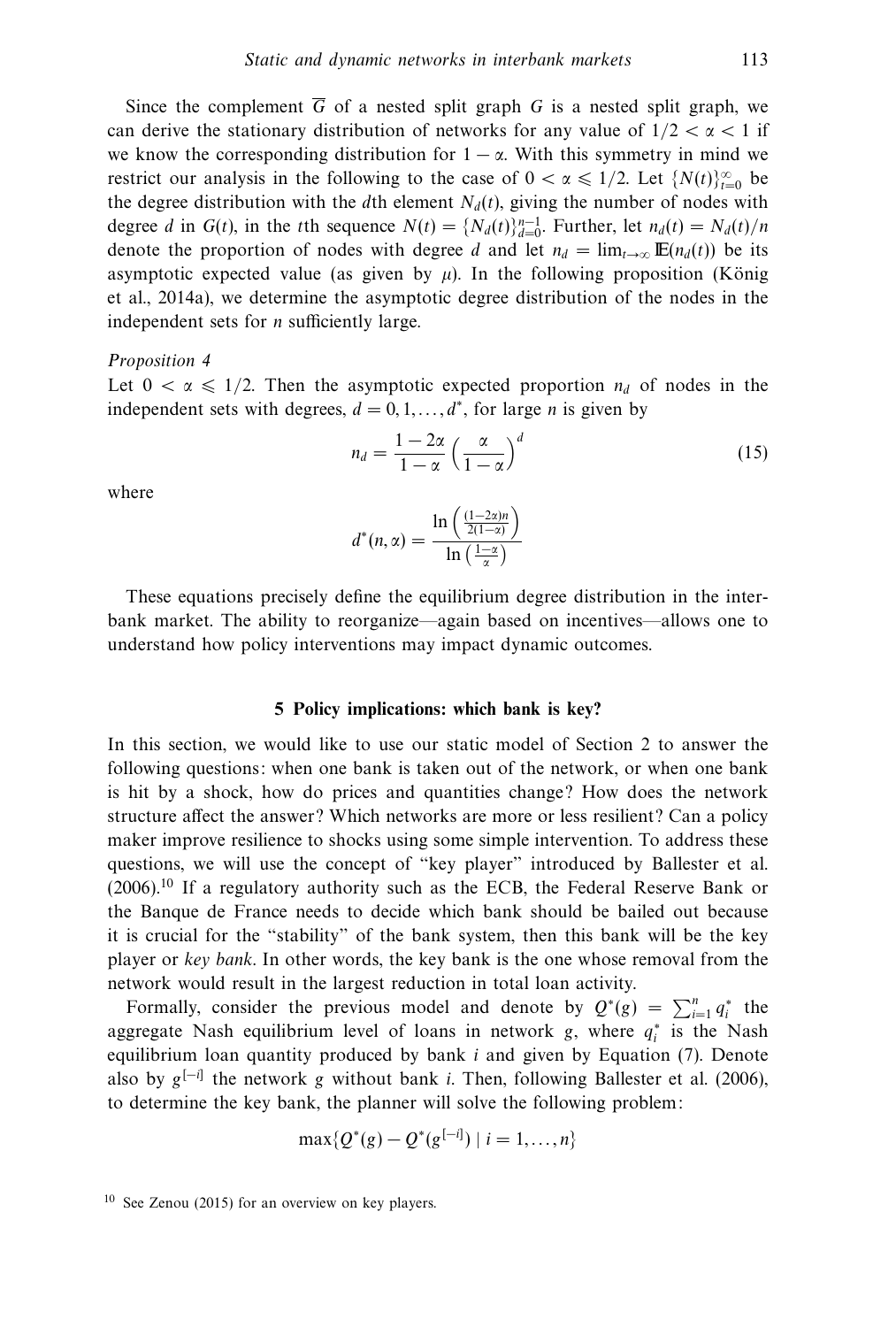Since the complement $\overline{G}$ of a nested split graph $G$ is a nested split graph, we can derive the stationary distribution of networks for any value of $1/2 < \alpha < 1$ if we know the corresponding distribution for $1 - \alpha$. With this symmetry in mind we restrict our analysis in the following to the case of $0 < \alpha \leqslant 1/2$. Let $\{N(t)\}_{t=0}^{\infty}$ be the degree distribution with the $d$th element $N_d(t)$, giving the number of nodes with degree $d$ in $G(t)$, in the $t$th sequence $N(t) = \{N_d(t)\}_{d=0}^{n-1}$. Further, let $n_d(t) = N_d(t)/n$ denote the proportion of nodes with degree $d$ and let $n_d = \lim_{t\to\infty} \mathbb{E}(n_d(t))$ be its asymptotic expected value (as given by $\mu$). In the following proposition (König et al., 2014a), we determine the asymptotic degree distribution of the nodes in the independent sets for $n$ sufficiently large.

*Proposition 4*

Let $0 < \alpha \leqslant 1/2$. Then the asymptotic expected proportion $n_d$ of nodes in the independent sets with degrees, $d = 0, 1, \ldots, d^*$, for large $n$ is given by

$$n_d = \frac{1 - 2\alpha}{1 - \alpha}\left(\frac{\alpha}{1 - \alpha}\right)^d \tag{15}$$

where

$$d^*(n, \alpha) = \frac{\ln\left(\frac{(1-2\alpha)n}{2(1-\alpha)}\right)}{\ln\left(\frac{1-\alpha}{\alpha}\right)}$$

These equations precisely define the equilibrium degree distribution in the interbank market. The ability to reorganize—again based on incentives—allows one to understand how policy interventions may impact dynamic outcomes.

## 5 Policy implications: which bank is key?

In this section, we would like to use our static model of Section 2 to answer the following questions: when one bank is taken out of the network, or when one bank is hit by a shock, how do prices and quantities change? How does the network structure affect the answer? Which networks are more or less resilient? Can a policy maker improve resilience to shocks using some simple intervention. To address these questions, we will use the concept of "key player" introduced by Ballester et al. (2006).[10] If a regulatory authority such as the ECB, the Federal Reserve Bank or the Banque de France needs to decide which bank should be bailed out because it is crucial for the "stability" of the bank system, then this bank will be the key player or *key bank*. In other words, the key bank is the one whose removal from the network would result in the largest reduction in total loan activity.

Formally, consider the previous model and denote by $Q^*(g) = \sum_{i=1}^{n} q_i^*$ the aggregate Nash equilibrium level of loans in network $g$, where $q_i^*$ is the Nash equilibrium loan quantity produced by bank $i$ and given by Equation (7). Denote also by $g^{[-i]}$ the network $g$ without bank $i$. Then, following Ballester et al. (2006), to determine the key bank, the planner will solve the following problem:

$$\max\{Q^*(g) - Q^*(g^{[-i]}) \mid i = 1, \ldots, n\}$$

[10] See Zenou (2015) for an overview on key players.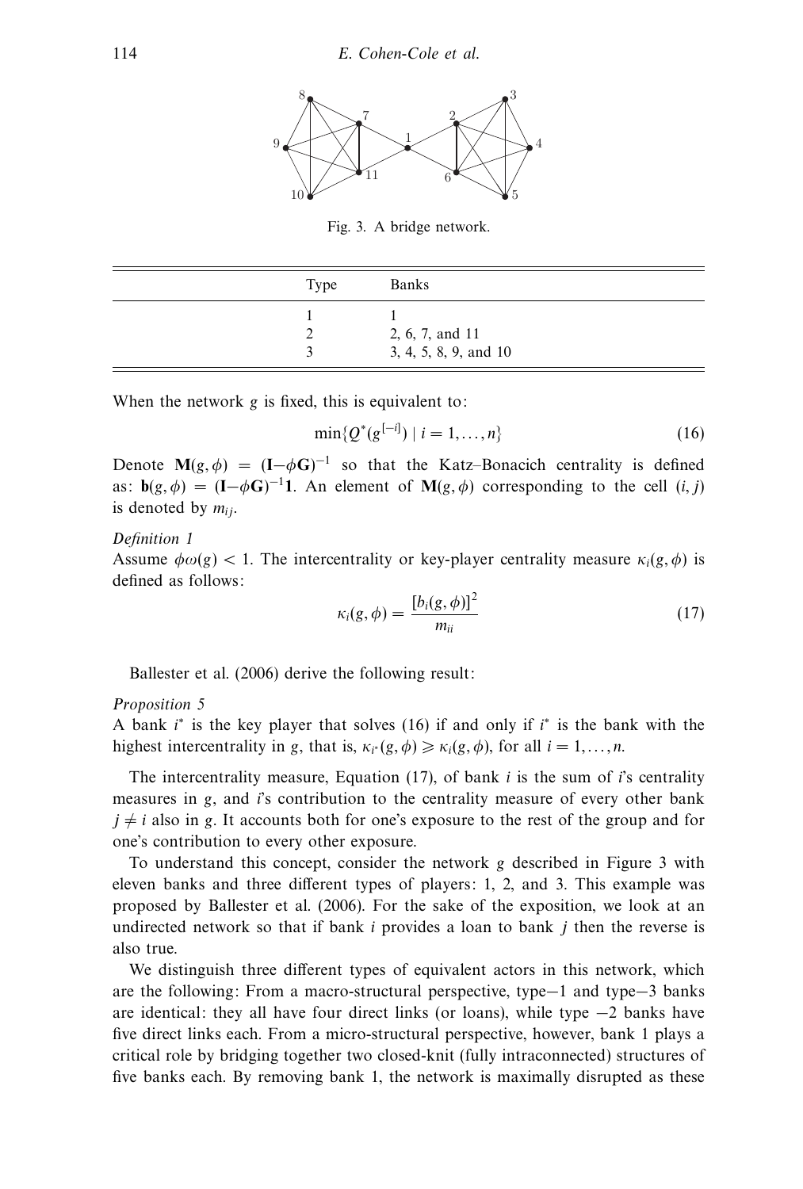Fig. 3. A bridge network.

| Type | Banks |
|---|---|
| 1 | 1 |
| 2 | 2, 6, 7, and 11 |
| 3 | 3, 4, 5, 8, 9, and 10 |

When the network $g$ is fixed, this is equivalent to:

$$\min\{Q^*(g^{[-i]}) \mid i = 1, \dots, n\} \tag{16}$$

Denote $\mathbf{M}(g, \phi) = (\mathbf{I} - \phi\mathbf{G})^{-1}$ so that the Katz–Bonacich centrality is defined as: $\mathbf{b}(g, \phi) = (\mathbf{I} - \phi\mathbf{G})^{-1}\mathbf{1}$. An element of $\mathbf{M}(g, \phi)$ corresponding to the cell $(i, j)$ is denoted by $m_{ij}$.

*Definition 1*

Assume $\phi\omega(g) < 1$. The intercentrality or key-player centrality measure $\kappa_i(g, \phi)$ is defined as follows:

$$\kappa_i(g, \phi) = \frac{[b_i(g, \phi)]^2}{m_{ii}} \tag{17}$$

Ballester et al. (2006) derive the following result:

*Proposition 5*

A bank $i^*$ is the key player that solves (16) if and only if $i^*$ is the bank with the highest intercentrality in $g$, that is, $\kappa_{i^*}(g, \phi) \geqslant \kappa_i(g, \phi)$, for all $i = 1, \dots, n$.

The intercentrality measure, Equation (17), of bank $i$ is the sum of $i$'s centrality measures in $g$, and $i$'s contribution to the centrality measure of every other bank $j \neq i$ also in $g$. It accounts both for one's exposure to the rest of the group and for one's contribution to every other exposure.

To understand this concept, consider the network $g$ described in Figure 3 with eleven banks and three different types of players: 1, 2, and 3. This example was proposed by Ballester et al. (2006). For the sake of the exposition, we look at an undirected network so that if bank $i$ provides a loan to bank $j$ then the reverse is also true.

We distinguish three different types of equivalent actors in this network, which are the following: From a macro-structural perspective, type—1 and type—3 banks are identical: they all have four direct links (or loans), while type —2 banks have five direct links each. From a micro-structural perspective, however, bank 1 plays a critical role by bridging together two closed-knit (fully intraconnected) structures of five banks each. By removing bank 1, the network is maximally disrupted as these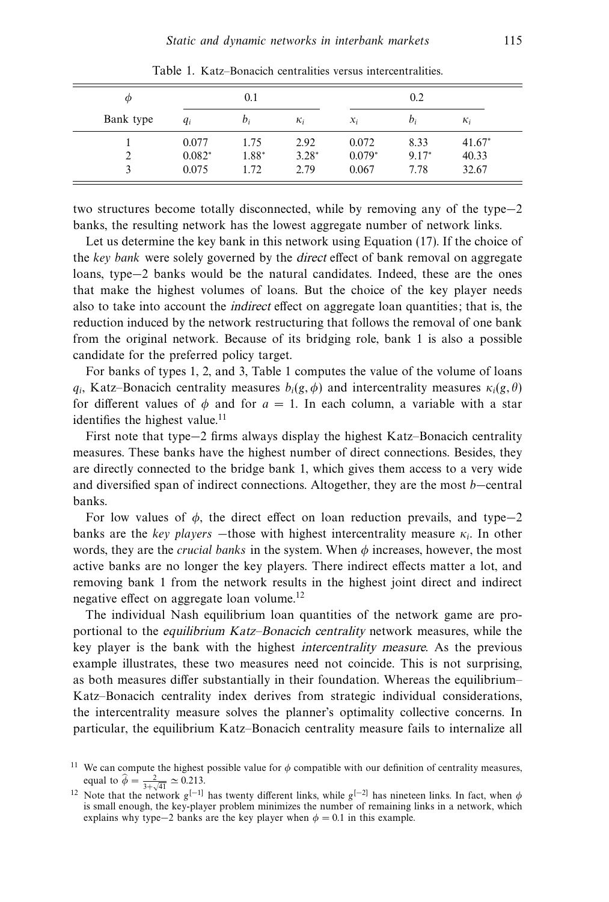Table 1. Katz–Bonacich centralities versus intercentralities.

| $\phi$ | 0.1 | | | 0.2 | | |
|---|---|---|---|---|---|---|
| Bank type | $q_i$ | $b_i$ | $\kappa_i$ | $x_i$ | $b_i$ | $\kappa_i$ |
| 1 | 0.077 | 1.75 | 2.92 | 0.072 | 8.33 | 41.67* |
| 2 | 0.082* | 1.88* | 3.28* | 0.079* | 9.17* | 40.33 |
| 3 | 0.075 | 1.72 | 2.79 | 0.067 | 7.78 | 32.67 |

two structures become totally disconnected, while by removing any of the type−2 banks, the resulting network has the lowest aggregate number of network links.

Let us determine the key bank in this network using Equation (17). If the choice of the *key bank* were solely governed by the *direct* effect of bank removal on aggregate loans, type−2 banks would be the natural candidates. Indeed, these are the ones that make the highest volumes of loans. But the choice of the key player needs also to take into account the *indirect* effect on aggregate loan quantities; that is, the reduction induced by the network restructuring that follows the removal of one bank from the original network. Because of its bridging role, bank 1 is also a possible candidate for the preferred policy target.

For banks of types 1, 2, and 3, Table 1 computes the value of the volume of loans $q_i$, Katz–Bonacich centrality measures $b_i(g, \phi)$ and intercentrality measures $\kappa_i(g, \theta)$ for different values of $\phi$ and for $a = 1$. In each column, a variable with a star identifies the highest value.[11]

First note that type−2 firms always display the highest Katz–Bonacich centrality measures. These banks have the highest number of direct connections. Besides, they are directly connected to the bridge bank 1, which gives them access to a very wide and diversified span of indirect connections. Altogether, they are the most $b$−central banks.

For low values of $\phi$, the direct effect on loan reduction prevails, and type−2 banks are the *key players* −those with highest intercentrality measure $\kappa_i$. In other words, they are the *crucial banks* in the system. When $\phi$ increases, however, the most active banks are no longer the key players. There indirect effects matter a lot, and removing bank 1 from the network results in the highest joint direct and indirect negative effect on aggregate loan volume.[12]

The individual Nash equilibrium loan quantities of the network game are proportional to the *equilibrium Katz–Bonacich centrality* network measures, while the key player is the bank with the highest *intercentrality measure*. As the previous example illustrates, these two measures need not coincide. This is not surprising, as both measures differ substantially in their foundation. Whereas the equilibrium–Katz–Bonacich centrality index derives from strategic individual considerations, the intercentrality measure solves the planner's optimality collective concerns. In particular, the equilibrium Katz–Bonacich centrality measure fails to internalize all

[11] We can compute the highest possible value for $\phi$ compatible with our definition of centrality measures, equal to $\widehat{\phi} = \frac{2}{3+\sqrt{41}} \simeq 0.213$.

[12] Note that the network $g^{[-1]}$ has twenty different links, while $g^{[-2]}$ has nineteen links. In fact, when $\phi$ is small enough, the key-player problem minimizes the number of remaining links in a network, which explains why type−2 banks are the key player when $\phi = 0.1$ in this example.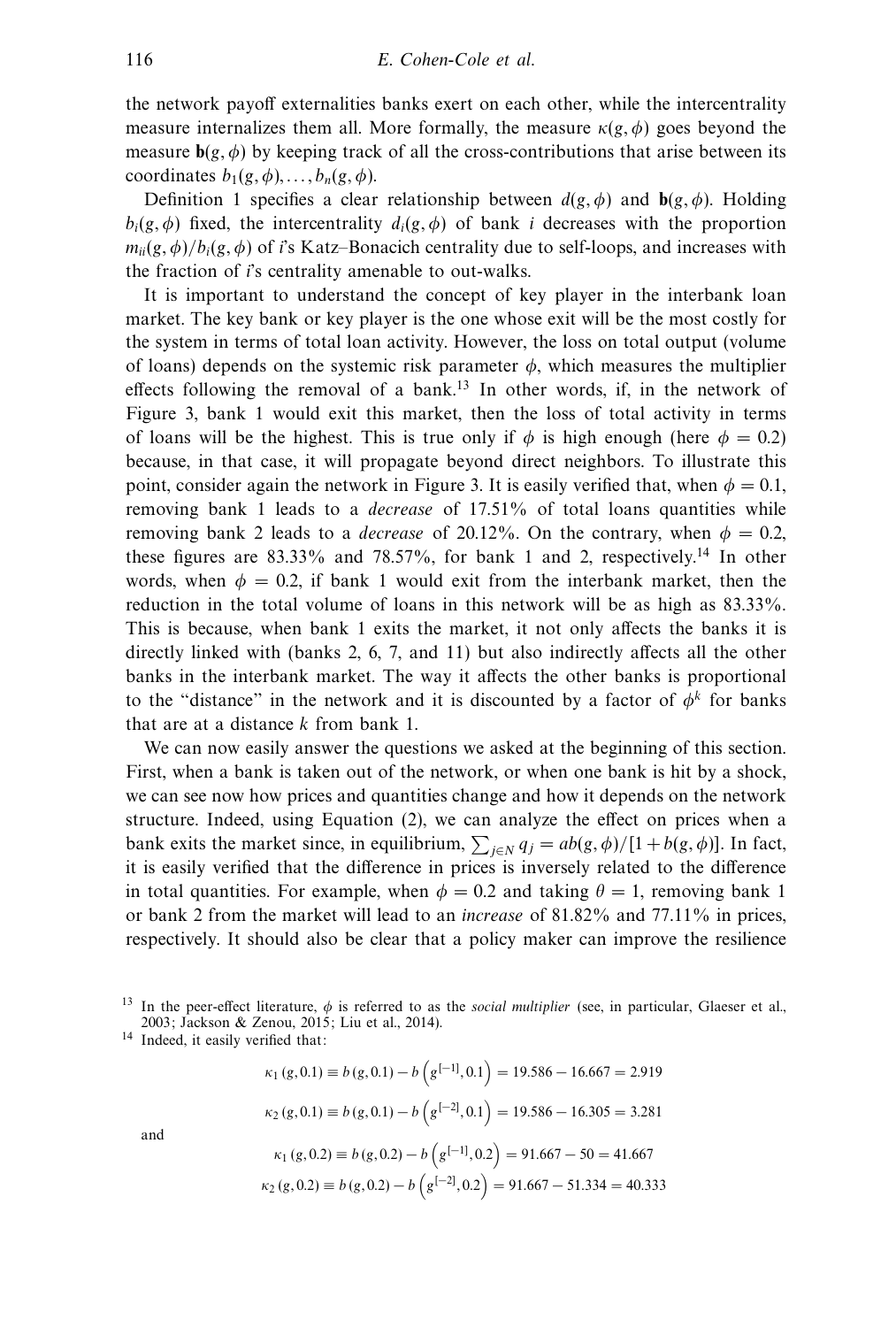the network payoff externalities banks exert on each other, while the intercentrality measure internalizes them all. More formally, the measure $\kappa(g, \phi)$ goes beyond the measure $\mathbf{b}(g, \phi)$ by keeping track of all the cross-contributions that arise between its coordinates $b_1(g, \phi), \ldots, b_n(g, \phi)$.

Definition 1 specifies a clear relationship between $d(g, \phi)$ and $\mathbf{b}(g, \phi)$. Holding $b_i(g, \phi)$ fixed, the intercentrality $d_i(g, \phi)$ of bank $i$ decreases with the proportion $m_{ii}(g, \phi)/b_i(g, \phi)$ of $i$'s Katz–Bonacich centrality due to self-loops, and increases with the fraction of $i$'s centrality amenable to out-walks.

It is important to understand the concept of key player in the interbank loan market. The key bank or key player is the one whose exit will be the most costly for the system in terms of total loan activity. However, the loss on total output (volume of loans) depends on the systemic risk parameter $\phi$, which measures the multiplier effects following the removal of a bank.[13] In other words, if, in the network of Figure 3, bank 1 would exit this market, then the loss of total activity in terms of loans will be the highest. This is true only if $\phi$ is high enough (here $\phi = 0.2$) because, in that case, it will propagate beyond direct neighbors. To illustrate this point, consider again the network in Figure 3. It is easily verified that, when $\phi = 0.1$, removing bank 1 leads to a *decrease* of 17.51% of total loans quantities while removing bank 2 leads to a *decrease* of 20.12%. On the contrary, when $\phi = 0.2$, these figures are 83.33% and 78.57%, for bank 1 and 2, respectively.[14] In other words, when $\phi = 0.2$, if bank 1 would exit from the interbank market, then the reduction in the total volume of loans in this network will be as high as 83.33%. This is because, when bank 1 exits the market, it not only affects the banks it is directly linked with (banks 2, 6, 7, and 11) but also indirectly affects all the other banks in the interbank market. The way it affects the other banks is proportional to the "distance" in the network and it is discounted by a factor of $\phi^k$ for banks that are at a distance $k$ from bank 1.

We can now easily answer the questions we asked at the beginning of this section. First, when a bank is taken out of the network, or when one bank is hit by a shock, we can see now how prices and quantities change and how it depends on the network structure. Indeed, using Equation (2), we can analyze the effect on prices when a bank exits the market since, in equilibrium, $\sum_{j \in N} q_j = ab(g, \phi)/[1 + b(g, \phi)]$. In fact, it is easily verified that the difference in prices is inversely related to the difference in total quantities. For example, when $\phi = 0.2$ and taking $\theta = 1$, removing bank 1 or bank 2 from the market will lead to an *increase* of 81.82% and 77.11% in prices, respectively. It should also be clear that a policy maker can improve the resilience

[13] In the peer-effect literature, $\phi$ is referred to as the *social multiplier* (see, in particular, Glaeser et al., 2003; Jackson & Zenou, 2015; Liu et al., 2014).

[14] Indeed, it easily verified that:

$$\kappa_1(g, 0.1) \equiv b(g, 0.1) - b\left(g^{[-1]}, 0.1\right) = 19.586 - 16.667 = 2.919$$

$$\kappa_2(g, 0.1) \equiv b(g, 0.1) - b\left(g^{[-2]}, 0.1\right) = 19.586 - 16.305 = 3.281$$

and

$$\kappa_1(g, 0.2) \equiv b(g, 0.2) - b\left(g^{[-1]}, 0.2\right) = 91.667 - 50 = 41.667$$

$$\kappa_2(g, 0.2) \equiv b(g, 0.2) - b\left(g^{[-2]}, 0.2\right) = 91.667 - 51.334 = 40.333$$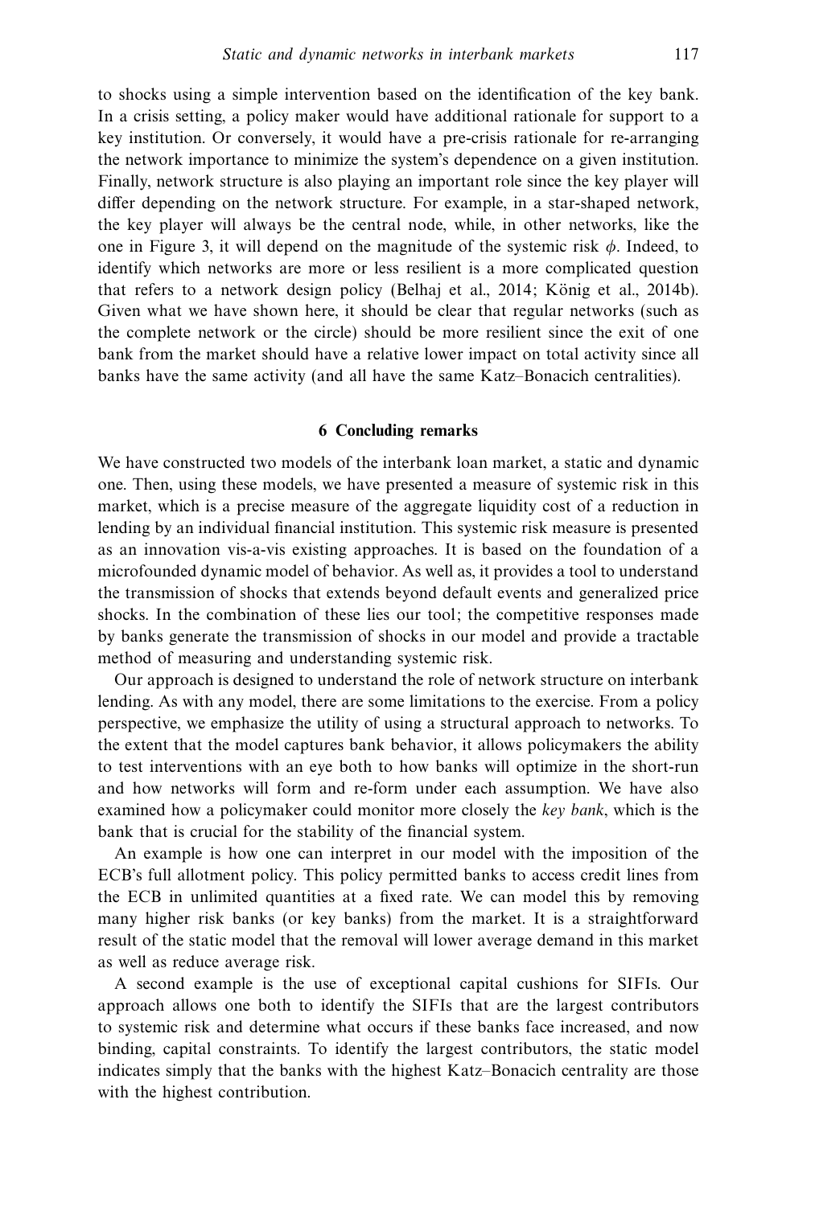to shocks using a simple intervention based on the identification of the key bank. In a crisis setting, a policy maker would have additional rationale for support to a key institution. Or conversely, it would have a pre-crisis rationale for re-arranging the network importance to minimize the system's dependence on a given institution. Finally, network structure is also playing an important role since the key player will differ depending on the network structure. For example, in a star-shaped network, the key player will always be the central node, while, in other networks, like the one in Figure 3, it will depend on the magnitude of the systemic risk $\phi$. Indeed, to identify which networks are more or less resilient is a more complicated question that refers to a network design policy (Belhaj et al., 2014; König et al., 2014b). Given what we have shown here, it should be clear that regular networks (such as the complete network or the circle) should be more resilient since the exit of one bank from the market should have a relative lower impact on total activity since all banks have the same activity (and all have the same Katz–Bonacich centralities).

## 6 Concluding remarks

We have constructed two models of the interbank loan market, a static and dynamic one. Then, using these models, we have presented a measure of systemic risk in this market, which is a precise measure of the aggregate liquidity cost of a reduction in lending by an individual financial institution. This systemic risk measure is presented as an innovation vis-a-vis existing approaches. It is based on the foundation of a microfounded dynamic model of behavior. As well as, it provides a tool to understand the transmission of shocks that extends beyond default events and generalized price shocks. In the combination of these lies our tool; the competitive responses made by banks generate the transmission of shocks in our model and provide a tractable method of measuring and understanding systemic risk.

Our approach is designed to understand the role of network structure on interbank lending. As with any model, there are some limitations to the exercise. From a policy perspective, we emphasize the utility of using a structural approach to networks. To the extent that the model captures bank behavior, it allows policymakers the ability to test interventions with an eye both to how banks will optimize in the short-run and how networks will form and re-form under each assumption. We have also examined how a policymaker could monitor more closely the *key bank*, which is the bank that is crucial for the stability of the financial system.

An example is how one can interpret in our model with the imposition of the ECB's full allotment policy. This policy permitted banks to access credit lines from the ECB in unlimited quantities at a fixed rate. We can model this by removing many higher risk banks (or key banks) from the market. It is a straightforward result of the static model that the removal will lower average demand in this market as well as reduce average risk.

A second example is the use of exceptional capital cushions for SIFIs. Our approach allows one both to identify the SIFIs that are the largest contributors to systemic risk and determine what occurs if these banks face increased, and now binding, capital constraints. To identify the largest contributors, the static model indicates simply that the banks with the highest Katz–Bonacich centrality are those with the highest contribution.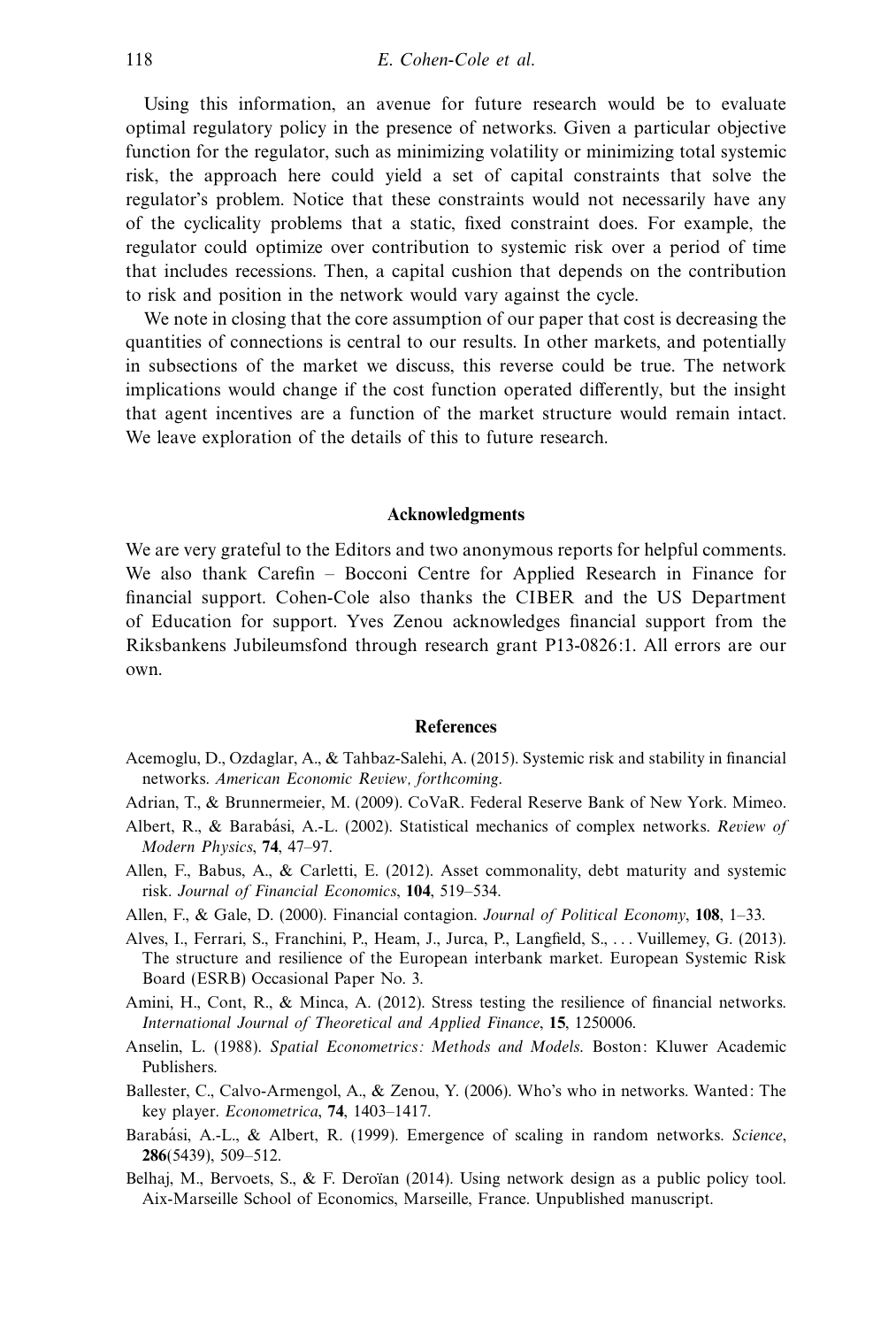Using this information, an avenue for future research would be to evaluate optimal regulatory policy in the presence of networks. Given a particular objective function for the regulator, such as minimizing volatility or minimizing total systemic risk, the approach here could yield a set of capital constraints that solve the regulator's problem. Notice that these constraints would not necessarily have any of the cyclicality problems that a static, fixed constraint does. For example, the regulator could optimize over contribution to systemic risk over a period of time that includes recessions. Then, a capital cushion that depends on the contribution to risk and position in the network would vary against the cycle.

We note in closing that the core assumption of our paper that cost is decreasing the quantities of connections is central to our results. In other markets, and potentially in subsections of the market we discuss, this reverse could be true. The network implications would change if the cost function operated differently, but the insight that agent incentives are a function of the market structure would remain intact. We leave exploration of the details of this to future research.

## Acknowledgments

We are very grateful to the Editors and two anonymous reports for helpful comments. We also thank Carefin – Bocconi Centre for Applied Research in Finance for financial support. Cohen-Cole also thanks the CIBER and the US Department of Education for support. Yves Zenou acknowledges financial support from the Riksbankens Jubileumsfond through research grant P13-0826:1. All errors are our own.

## References

Acemoglu, D., Ozdaglar, A., & Tahbaz-Salehi, A. (2015). Systemic risk and stability in financial networks. *American Economic Review, forthcoming*.

Adrian, T., & Brunnermeier, M. (2009). CoVaR. Federal Reserve Bank of New York. Mimeo.

Albert, R., & Barabási, A.-L. (2002). Statistical mechanics of complex networks. *Review of Modern Physics*, **74**, 47–97.

Allen, F., Babus, A., & Carletti, E. (2012). Asset commonality, debt maturity and systemic risk. *Journal of Financial Economics*, **104**, 519–534.

Allen, F., & Gale, D. (2000). Financial contagion. *Journal of Political Economy*, **108**, 1–33.

Alves, I., Ferrari, S., Franchini, P., Heam, J., Jurca, P., Langfield, S., . . . Vuillemey, G. (2013). The structure and resilience of the European interbank market. European Systemic Risk Board (ESRB) Occasional Paper No. 3.

Amini, H., Cont, R., & Minca, A. (2012). Stress testing the resilience of financial networks. *International Journal of Theoretical and Applied Finance*, **15**, 1250006.

Anselin, L. (1988). *Spatial Econometrics: Methods and Models*. Boston: Kluwer Academic Publishers.

Ballester, C., Calvo-Armengol, A., & Zenou, Y. (2006). Who's who in networks. Wanted: The key player. *Econometrica*, **74**, 1403–1417.

Barabási, A.-L., & Albert, R. (1999). Emergence of scaling in random networks. *Science*, **286**(5439), 509–512.

Belhaj, M., Bervoets, S., & F. Deroïan (2014). Using network design as a public policy tool. Aix-Marseille School of Economics, Marseille, France. Unpublished manuscript.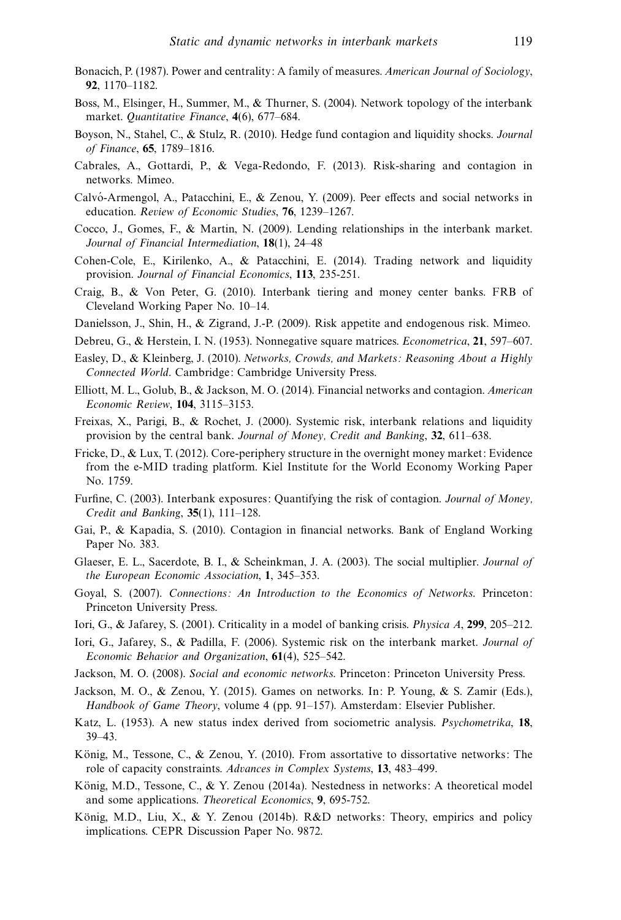Bonacich, P. (1987). Power and centrality: A family of measures. *American Journal of Sociology*, **92**, 1170–1182.

Boss, M., Elsinger, H., Summer, M., & Thurner, S. (2004). Network topology of the interbank market. *Quantitative Finance*, **4**(6), 677–684.

Boyson, N., Stahel, C., & Stulz, R. (2010). Hedge fund contagion and liquidity shocks. *Journal of Finance*, **65**, 1789–1816.

Cabrales, A., Gottardi, P., & Vega-Redondo, F. (2013). Risk-sharing and contagion in networks. Mimeo.

Calvó-Armengol, A., Patacchini, E., & Zenou, Y. (2009). Peer effects and social networks in education. *Review of Economic Studies*, **76**, 1239–1267.

Cocco, J., Gomes, F., & Martin, N. (2009). Lending relationships in the interbank market. *Journal of Financial Intermediation*, **18**(1), 24–48

Cohen-Cole, E., Kirilenko, A., & Patacchini, E. (2014). Trading network and liquidity provision. *Journal of Financial Economics*, **113**, 235-251.

Craig, B., & Von Peter, G. (2010). Interbank tiering and money center banks. FRB of Cleveland Working Paper No. 10–14.

Danielsson, J., Shin, H., & Zigrand, J.-P. (2009). Risk appetite and endogenous risk. Mimeo.

Debreu, G., & Herstein, I. N. (1953). Nonnegative square matrices. *Econometrica*, **21**, 597–607.

Easley, D., & Kleinberg, J. (2010). *Networks, Crowds, and Markets: Reasoning About a Highly Connected World*. Cambridge: Cambridge University Press.

Elliott, M. L., Golub, B., & Jackson, M. O. (2014). Financial networks and contagion. *American Economic Review*, **104**, 3115–3153.

Freixas, X., Parigi, B., & Rochet, J. (2000). Systemic risk, interbank relations and liquidity provision by the central bank. *Journal of Money, Credit and Banking*, **32**, 611–638.

Fricke, D., & Lux, T. (2012). Core-periphery structure in the overnight money market: Evidence from the e-MID trading platform. Kiel Institute for the World Economy Working Paper No. 1759.

Furfine, C. (2003). Interbank exposures: Quantifying the risk of contagion. *Journal of Money, Credit and Banking*, **35**(1), 111–128.

Gai, P., & Kapadia, S. (2010). Contagion in financial networks. Bank of England Working Paper No. 383.

Glaeser, E. L., Sacerdote, B. I., & Scheinkman, J. A. (2003). The social multiplier. *Journal of the European Economic Association*, **1**, 345–353.

Goyal, S. (2007). *Connections: An Introduction to the Economics of Networks*. Princeton: Princeton University Press.

Iori, G., & Jafarey, S. (2001). Criticality in a model of banking crisis. *Physica A*, **299**, 205–212.

Iori, G., Jafarey, S., & Padilla, F. (2006). Systemic risk on the interbank market. *Journal of Economic Behavior and Organization*, **61**(4), 525–542.

Jackson, M. O. (2008). *Social and economic networks*. Princeton: Princeton University Press.

Jackson, M. O., & Zenou, Y. (2015). Games on networks. In: P. Young, & S. Zamir (Eds.), *Handbook of Game Theory*, volume 4 (pp. 91–157). Amsterdam: Elsevier Publisher.

Katz, L. (1953). A new status index derived from sociometric analysis. *Psychometrika*, **18**, 39–43.

König, M., Tessone, C., & Zenou, Y. (2010). From assortative to dissortative networks: The role of capacity constraints. *Advances in Complex Systems*, **13**, 483–499.

König, M.D., Tessone, C., & Y. Zenou (2014a). Nestedness in networks: A theoretical model and some applications. *Theoretical Economics*, **9**, 695-752.

König, M.D., Liu, X., & Y. Zenou (2014b). R&D networks: Theory, empirics and policy implications. CEPR Discussion Paper No. 9872.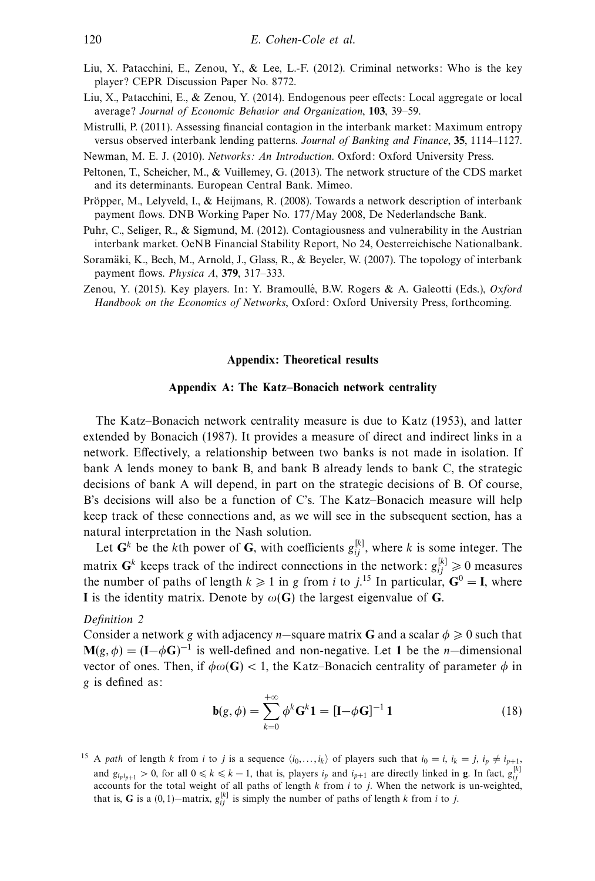Liu, X. Patacchini, E., Zenou, Y., & Lee, L.-F. (2012). Criminal networks: Who is the key player? CEPR Discussion Paper No. 8772.

Liu, X., Patacchini, E., & Zenou, Y. (2014). Endogenous peer effects: Local aggregate or local average? *Journal of Economic Behavior and Organization*, **103**, 39–59.

Mistrulli, P. (2011). Assessing financial contagion in the interbank market: Maximum entropy versus observed interbank lending patterns. *Journal of Banking and Finance*, **35**, 1114–1127.

Newman, M. E. J. (2010). *Networks: An Introduction*. Oxford: Oxford University Press.

Peltonen, T., Scheicher, M., & Vuillemey, G. (2013). The network structure of the CDS market and its determinants. European Central Bank. Mimeo.

Pröpper, M., Lelyveld, I., & Heijmans, R. (2008). Towards a network description of interbank payment flows. DNB Working Paper No. 177/May 2008, De Nederlandsche Bank.

Puhr, C., Seliger, R., & Sigmund, M. (2012). Contagiousness and vulnerability in the Austrian interbank market. OeNB Financial Stability Report, No 24, Oesterreichische Nationalbank.

Soramäki, K., Bech, M., Arnold, J., Glass, R., & Beyeler, W. (2007). The topology of interbank payment flows. *Physica A*, **379**, 317–333.

Zenou, Y. (2015). Key players. In: Y. Bramoullé, B.W. Rogers & A. Galeotti (Eds.), *Oxford Handbook on the Economics of Networks*, Oxford: Oxford University Press, forthcoming.

## Appendix: Theoretical results

### Appendix A: The Katz–Bonacich network centrality

The Katz–Bonacich network centrality measure is due to Katz (1953), and latter extended by Bonacich (1987). It provides a measure of direct and indirect links in a network. Effectively, a relationship between two banks is not made in isolation. If bank A lends money to bank B, and bank B already lends to bank C, the strategic decisions of bank A will depend, in part on the strategic decisions of B. Of course, B's decisions will also be a function of C's. The Katz–Bonacich measure will help keep track of these connections and, as we will see in the subsequent section, has a natural interpretation in the Nash solution.

Let $\mathbf{G}^k$ be the $k$th power of $\mathbf{G}$, with coefficients $g_{ij}^{[k]}$, where $k$ is some integer. The matrix $\mathbf{G}^k$ keeps track of the indirect connections in the network: $g_{ij}^{[k]} \geqslant 0$ measures the number of paths of length $k \geqslant 1$ in $g$ from $i$ to $j$.[15] In particular, $\mathbf{G}^0 = \mathbf{I}$, where $\mathbf{I}$ is the identity matrix. Denote by $\omega(\mathbf{G})$ the largest eigenvalue of $\mathbf{G}$.

*Definition 2*

Consider a network $g$ with adjacency $n-$square matrix $\mathbf{G}$ and a scalar $\phi \geqslant 0$ such that $\mathbf{M}(g, \phi) = (\mathbf{I} - \phi\mathbf{G})^{-1}$ is well-defined and non-negative. Let $\mathbf{1}$ be the $n-$dimensional vector of ones. Then, if $\phi\omega(\mathbf{G}) < 1$, the Katz–Bonacich centrality of parameter $\phi$ in $g$ is defined as:

$$\mathbf{b}(g, \phi) = \sum_{k=0}^{+\infty} \phi^k \mathbf{G}^k \mathbf{1} = [\mathbf{I} - \phi\mathbf{G}]^{-1} \mathbf{1} \tag{18}$$

[15] A *path* of length $k$ from $i$ to $j$ is a sequence $\langle i_0, \ldots, i_k \rangle$ of players such that $i_0 = i$, $i_k = j$, $i_p \neq i_{p+1}$, and $g_{i_p i_{p+1}} > 0$, for all $0 \leqslant k \leqslant k - 1$, that is, players $i_p$ and $i_{p+1}$ are directly linked in $\mathbf{g}$. In fact, $g_{ij}^{[k]}$ accounts for the total weight of all paths of length $k$ from $i$ to $j$. When the network is un-weighted, that is, $\mathbf{G}$ is a $(0, 1)-$matrix, $g_{ij}^{[k]}$ is simply the number of paths of length $k$ from $i$ to $j$.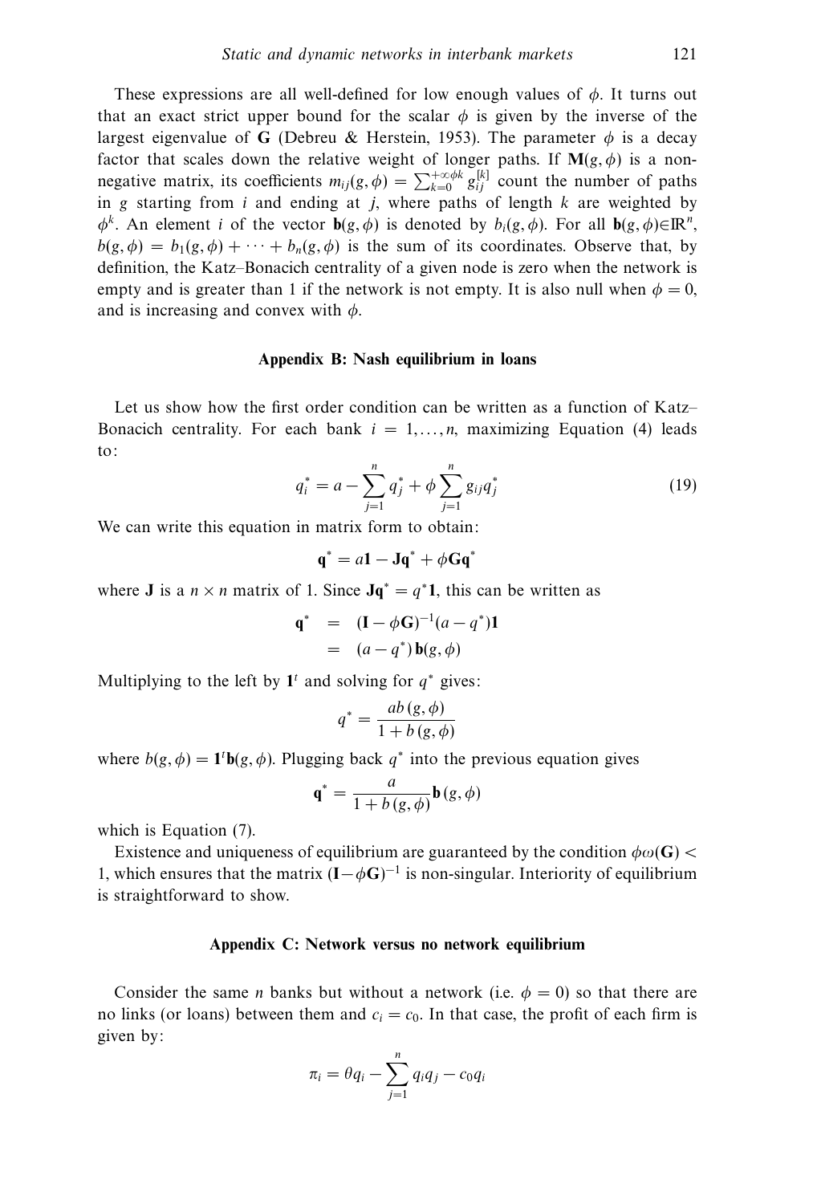These expressions are all well-defined for low enough values of $\phi$. It turns out that an exact strict upper bound for the scalar $\phi$ is given by the inverse of the largest eigenvalue of $\mathbf{G}$ (Debreu & Herstein, 1953). The parameter $\phi$ is a decay factor that scales down the relative weight of longer paths. If $\mathbf{M}(g, \phi)$ is a non-negative matrix, its coefficients $m_{ij}(g, \phi) = \sum_{k=0}^{+\infty} \phi^k g_{ij}^{[k]}$ count the number of paths in $g$ starting from $i$ and ending at $j$, where paths of length $k$ are weighted by $\phi^k$. An element $i$ of the vector $\mathbf{b}(g, \phi)$ is denoted by $b_i(g, \phi)$. For all $\mathbf{b}(g, \phi) \in \mathbb{R}^n$, $b(g, \phi) = b_1(g, \phi) + \cdots + b_n(g, \phi)$ is the sum of its coordinates. Observe that, by definition, the Katz–Bonacich centrality of a given node is zero when the network is empty and is greater than 1 if the network is not empty. It is also null when $\phi = 0$, and is increasing and convex with $\phi$.

## Appendix B: Nash equilibrium in loans

Let us show how the first order condition can be written as a function of Katz–Bonacich centrality. For each bank $i = 1, \ldots, n$, maximizing Equation (4) leads to:

$$q_i^* = a - \sum_{j=1}^{n} q_j^* + \phi \sum_{j=1}^{n} g_{ij} q_j^* \tag{19}$$

We can write this equation in matrix form to obtain:

$$\mathbf{q}^* = a\mathbf{1} - \mathbf{J}\mathbf{q}^* + \phi \mathbf{G}\mathbf{q}^*$$

where $\mathbf{J}$ is a $n \times n$ matrix of 1. Since $\mathbf{J}\mathbf{q}^* = q^*\mathbf{1}$, this can be written as

$$\begin{aligned} \mathbf{q}^* &= (\mathbf{I} - \phi\mathbf{G})^{-1}(a - q^*)\mathbf{1} \\ &= (a - q^*)\,\mathbf{b}(g, \phi) \end{aligned}$$

Multiplying to the left by $\mathbf{1}^t$ and solving for $q^*$ gives:

$$q^* = \frac{ab\,(g, \phi)}{1 + b\,(g, \phi)}$$

where $b(g, \phi) = \mathbf{1}^t \mathbf{b}(g, \phi)$. Plugging back $q^*$ into the previous equation gives

$$\mathbf{q}^* = \frac{a}{1 + b\,(g, \phi)} \mathbf{b}\,(g, \phi)$$

which is Equation (7).

Existence and uniqueness of equilibrium are guaranteed by the condition $\phi\omega(\mathbf{G}) < 1$, which ensures that the matrix $(\mathbf{I} - \phi\mathbf{G})^{-1}$ is non-singular. Interiority of equilibrium is straightforward to show.

## Appendix C: Network versus no network equilibrium

Consider the same $n$ banks but without a network (i.e. $\phi = 0$) so that there are no links (or loans) between them and $c_i = c_0$. In that case, the profit of each firm is given by:

$$\pi_i = \theta q_i - \sum_{j=1}^{n} q_i q_j - c_0 q_i$$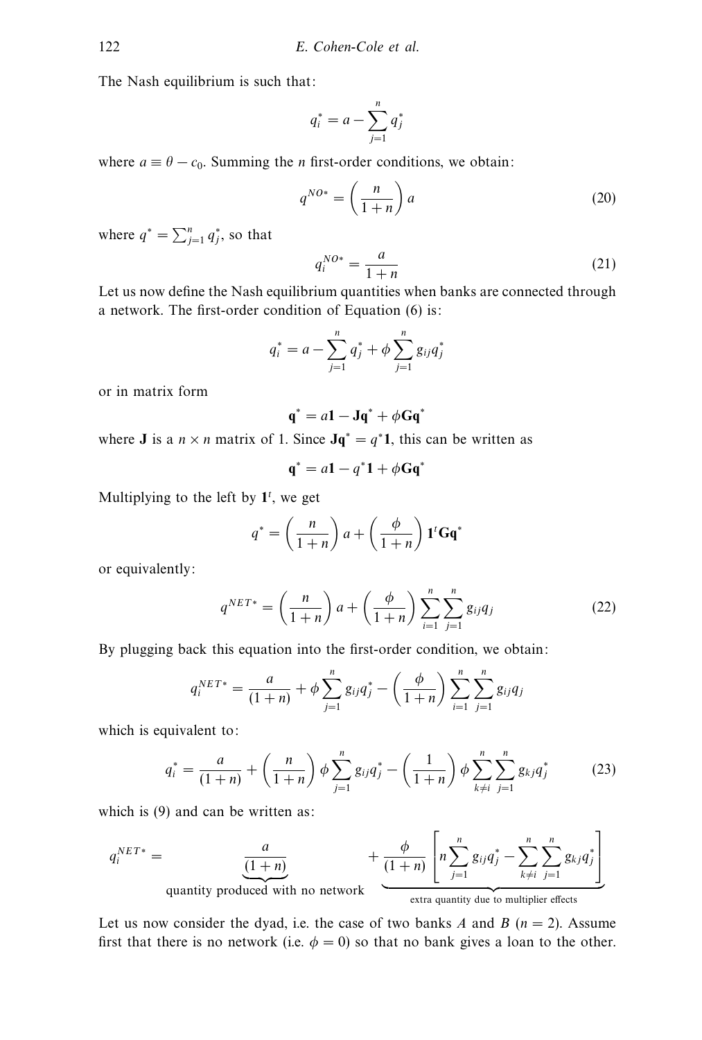The Nash equilibrium is such that:

$$q_i^* = a - \sum_{j=1}^{n} q_j^*$$

where $a \equiv \theta - c_0$. Summing the $n$ first-order conditions, we obtain:

$$q^{NO*} = \left(\frac{n}{1+n}\right) a \tag{20}$$

where $q^* = \sum_{j=1}^{n} q_j^*$, so that

$$q_i^{NO*} = \frac{a}{1+n} \tag{21}$$

Let us now define the Nash equilibrium quantities when banks are connected through a network. The first-order condition of Equation (6) is:

$$q_i^* = a - \sum_{j=1}^{n} q_j^* + \phi \sum_{j=1}^{n} g_{ij} q_j^*$$

or in matrix form

$$\mathbf{q}^* = a\mathbf{1} - \mathbf{J}\mathbf{q}^* + \phi \mathbf{G}\mathbf{q}^*$$

where $\mathbf{J}$ is a $n \times n$ matrix of 1. Since $\mathbf{J}\mathbf{q}^* = q^*\mathbf{1}$, this can be written as

$$\mathbf{q}^* = a\mathbf{1} - q^*\mathbf{1} + \phi \mathbf{G}\mathbf{q}^*$$

Multiplying to the left by $\mathbf{1}^t$, we get

$$q^* = \left(\frac{n}{1+n}\right) a + \left(\frac{\phi}{1+n}\right) \mathbf{1}^t \mathbf{G}\mathbf{q}^*$$

or equivalently:

$$q^{NET*} = \left(\frac{n}{1+n}\right) a + \left(\frac{\phi}{1+n}\right) \sum_{i=1}^{n} \sum_{j=1}^{n} g_{ij} q_j \tag{22}$$

By plugging back this equation into the first-order condition, we obtain:

$$q_i^{NET*} = \frac{a}{(1+n)} + \phi \sum_{j=1}^{n} g_{ij} q_j^* - \left(\frac{\phi}{1+n}\right) \sum_{i=1}^{n} \sum_{j=1}^{n} g_{ij} q_j$$

which is equivalent to:

$$q_i^* = \frac{a}{(1+n)} + \left(\frac{n}{1+n}\right) \phi \sum_{j=1}^{n} g_{ij} q_j^* - \left(\frac{1}{1+n}\right) \phi \sum_{k \neq i}^{n} \sum_{j=1}^{n} g_{kj} q_j^* \tag{23}$$

which is (9) and can be written as:

$$q_i^{NET*} = \underbrace{\frac{a}{(1+n)}}_{\text{quantity produced with no network}} + \underbrace{\frac{\phi}{(1+n)} \left[ n \sum_{j=1}^{n} g_{ij} q_j^* - \sum_{k \neq i}^{n} \sum_{j=1}^{n} g_{kj} q_j^* \right]}_{\text{extra quantity due to multiplier effects}}$$

Let us now consider the dyad, i.e. the case of two banks $A$ and $B$ ($n = 2$). Assume first that there is no network (i.e. $\phi = 0$) so that no bank gives a loan to the other.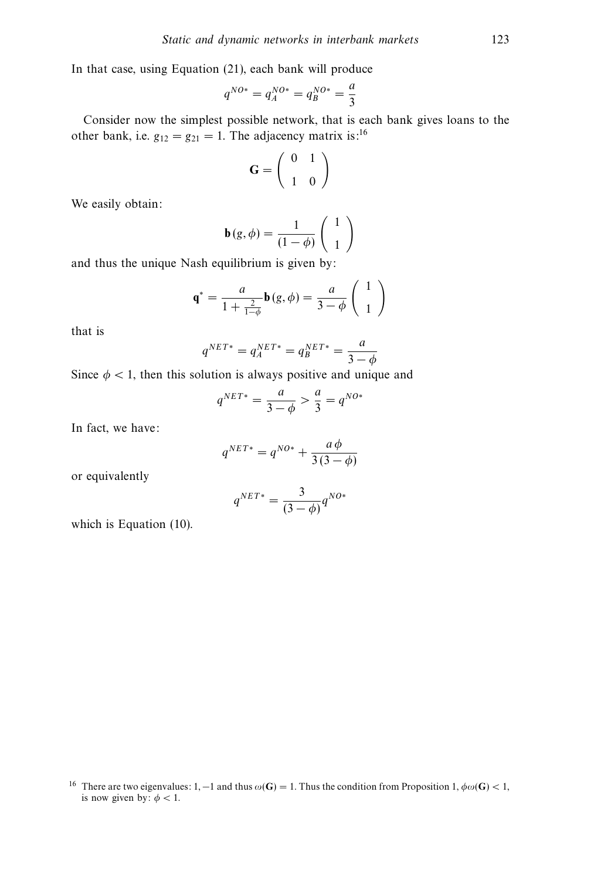In that case, using Equation (21), each bank will produce

$$q^{NO*} = q_A^{NO*} = q_B^{NO*} = \frac{a}{3}$$

Consider now the simplest possible network, that is each bank gives loans to the other bank, i.e. $g_{12} = g_{21} = 1$. The adjacency matrix is:[16]

$$\mathbf{G} = \begin{pmatrix} 0 & 1 \\ 1 & 0 \end{pmatrix}$$

We easily obtain:

$$\mathbf{b}(g, \phi) = \frac{1}{(1-\phi)} \begin{pmatrix} 1 \\ 1 \end{pmatrix}$$

and thus the unique Nash equilibrium is given by:

$$\mathbf{q}^* = \frac{a}{1 + \frac{2}{1-\phi}} \mathbf{b}(g, \phi) = \frac{a}{3-\phi} \begin{pmatrix} 1 \\ 1 \end{pmatrix}$$

that is

$$q^{NET*} = q_A^{NET*} = q_B^{NET*} = \frac{a}{3-\phi}$$

Since $\phi < 1$, then this solution is always positive and unique and

$$q^{NET*} = \frac{a}{3-\phi} > \frac{a}{3} = q^{NO*}$$

In fact, we have:

$$q^{NET*} = q^{NO*} + \frac{a\,\phi}{3\,(3-\phi)}$$

or equivalently

$$q^{NET*} = \frac{3}{(3-\phi)} q^{NO*}$$

which is Equation (10).

[16] There are two eigenvalues: $1, -1$ and thus $\omega(\mathbf{G}) = 1$. Thus the condition from Proposition 1, $\phi\omega(\mathbf{G}) < 1$, is now given by: $\phi < 1$.